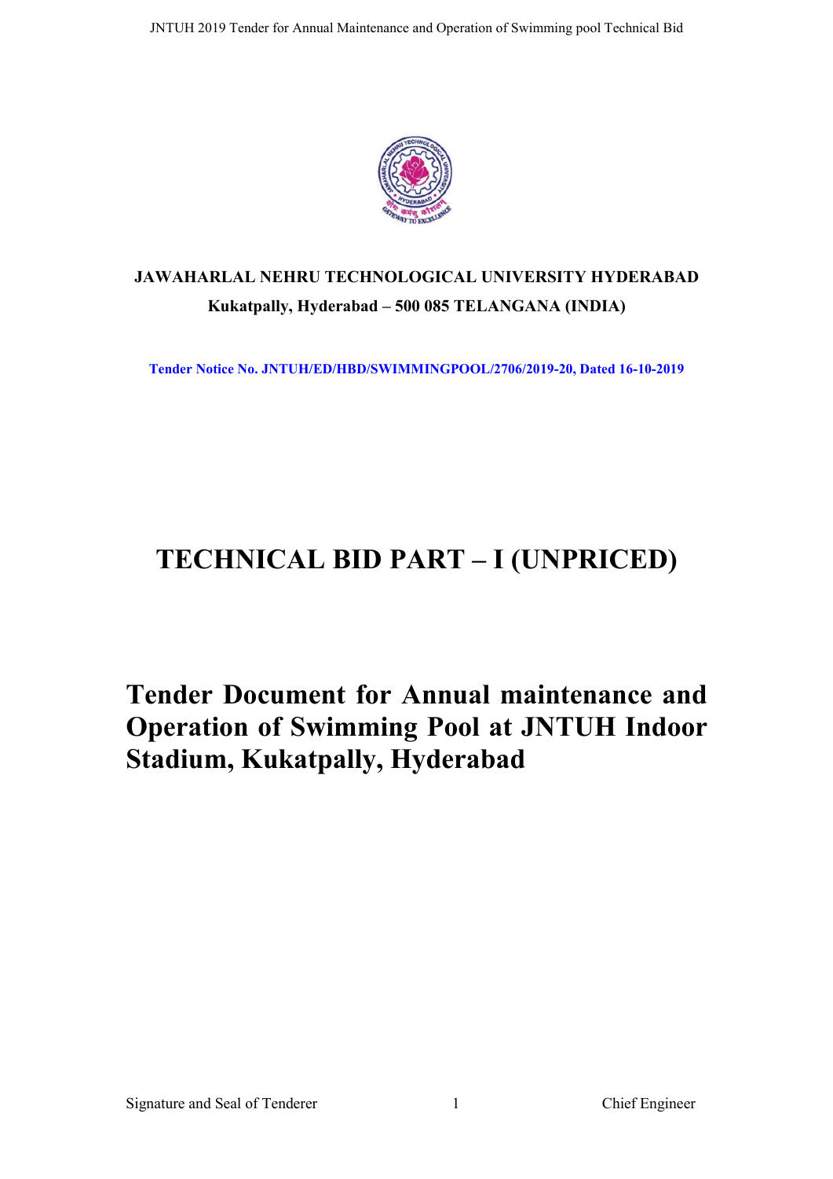**JAWAHARLAL NEHRU TECHNOLOGICAL UNIVERSITY HYDERABAD**

**Kukatpally, Hyderabad – 500 085 TELANGANA (INDIA)**

**Tender Notice No. JNTUH/ED/HBD/SWIMMINGPOOL/2706/2019-20, Dated 16-10-2019**

# TECHNICAL BID PART – I (UNPRICED)

# Tender Document for Annual maintenance and Operation of Swimming Pool at JNTUH Indoor Stadium, Kukatpally, Hyderabad

Signature and Seal of Tenderer | Chief Engineer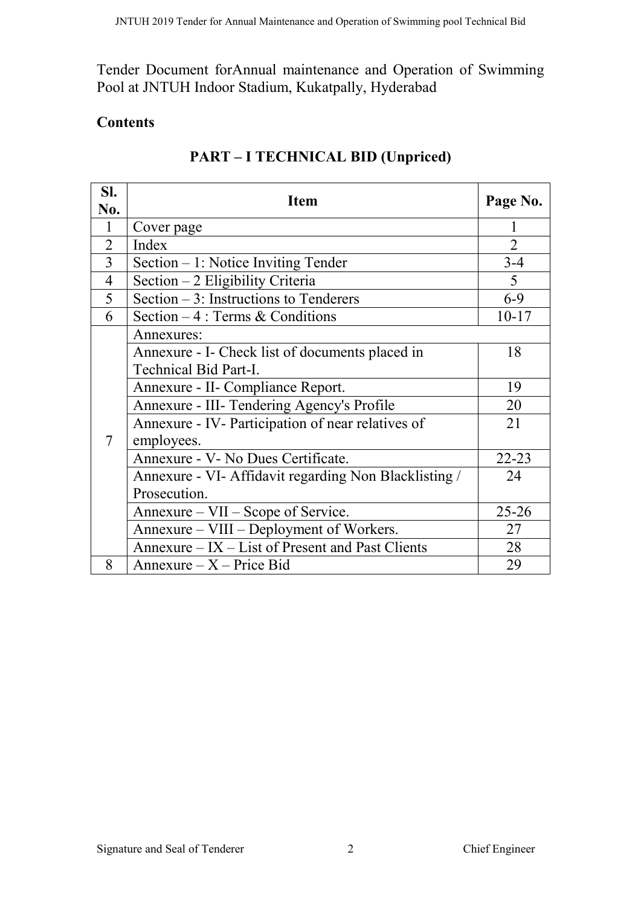Tender Document forAnnual maintenance and Operation of Swimming Pool at JNTUH Indoor Stadium, Kukatpally, Hyderabad

## Contents

## PART – I TECHNICAL BID (Unpriced)

| Sl. No. | Item | Page No. |
|---|---|---|
| 1 | Cover page | 1 |
| 2 | Index | 2 |
| 3 | Section – 1: Notice Inviting Tender | 3-4 |
| 4 | Section – 2 Eligibility Criteria | 5 |
| 5 | Section – 3: Instructions to Tenderers | 6-9 |
| 6 | Section – 4 : Terms & Conditions | 10-17 |
| 7 | Annexures: | |
| | Annexure - I- Check list of documents placed in Technical Bid Part-I. | 18 |
| | Annexure - II- Compliance Report. | 19 |
| | Annexure - III- Tendering Agency's Profile | 20 |
| | Annexure - IV- Participation of near relatives of employees. | 21 |
| | Annexure - V- No Dues Certificate. | 22-23 |
| | Annexure - VI- Affidavit regarding Non Blacklisting / Prosecution. | 24 |
| | Annexure – VII – Scope of Service. | 25-26 |
| | Annexure – VIII – Deployment of Workers. | 27 |
| | Annexure – IX – List of Present and Past Clients | 28 |
| 8 | Annexure – X – Price Bid | 29 |

Signature and Seal of Tenderer Chief Engineer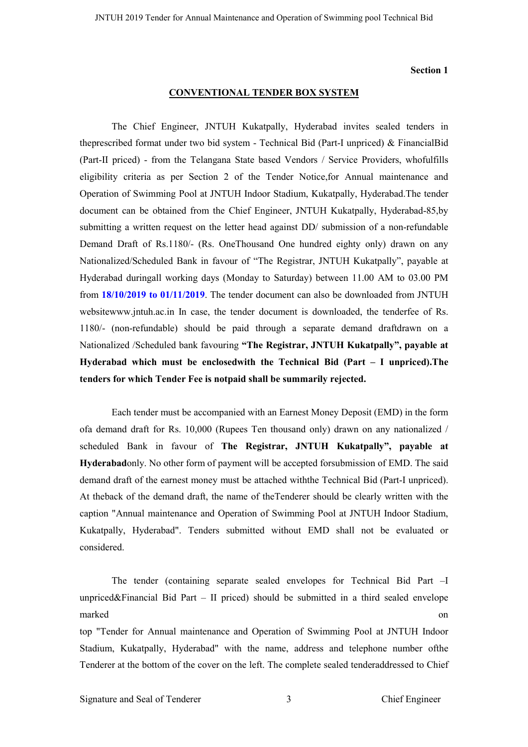**Section 1**

**CONVENTIONAL TENDER BOX SYSTEM**

The Chief Engineer, JNTUH Kukatpally, Hyderabad invites sealed tenders in theprescribed format under two bid system - Technical Bid (Part-I unpriced) & FinancialBid (Part-II priced) - from the Telangana State based Vendors / Service Providers, whofulfills eligibility criteria as per Section 2 of the Tender Notice,for Annual maintenance and Operation of Swimming Pool at JNTUH Indoor Stadium, Kukatpally, Hyderabad.The tender document can be obtained from the Chief Engineer, JNTUH Kukatpally, Hyderabad-85,by submitting a written request on the letter head against DD/ submission of a non-refundable Demand Draft of Rs.1180/- (Rs. OneThousand One hundred eighty only) drawn on any Nationalized/Scheduled Bank in favour of "The Registrar, JNTUH Kukatpally", payable at Hyderabad duringall working days (Monday to Saturday) between 11.00 AM to 03.00 PM from **18/10/2019 to 01/11/2019**. The tender document can also be downloaded from JNTUH websitewww.jntuh.ac.in In case, the tender document is downloaded, the tenderfee of Rs. 1180/- (non-refundable) should be paid through a separate demand draftdrawn on a Nationalized /Scheduled bank favouring **"The Registrar, JNTUH Kukatpally", payable at Hyderabad which must be enclosedwith the Technical Bid (Part – I unpriced).The tenders for which Tender Fee is notpaid shall be summarily rejected.**

Each tender must be accompanied with an Earnest Money Deposit (EMD) in the form ofa demand draft for Rs. 10,000 (Rupees Ten thousand only) drawn on any nationalized / scheduled Bank in favour of **The Registrar, JNTUH Kukatpally", payable at Hyderabad**only. No other form of payment will be accepted forsubmission of EMD. The said demand draft of the earnest money must be attached withthe Technical Bid (Part-I unpriced). At theback of the demand draft, the name of theTenderer should be clearly written with the caption "Annual maintenance and Operation of Swimming Pool at JNTUH Indoor Stadium, Kukatpally, Hyderabad". Tenders submitted without EMD shall not be evaluated or considered.

The tender (containing separate sealed envelopes for Technical Bid Part –I unpriced&Financial Bid Part – II priced) should be submitted in a third sealed envelope marked on top "Tender for Annual maintenance and Operation of Swimming Pool at JNTUH Indoor Stadium, Kukatpally, Hyderabad" with the name, address and telephone number ofthe Tenderer at the bottom of the cover on the left. The complete sealed tenderaddressed to Chief

Signature and Seal of Tenderer — Chief Engineer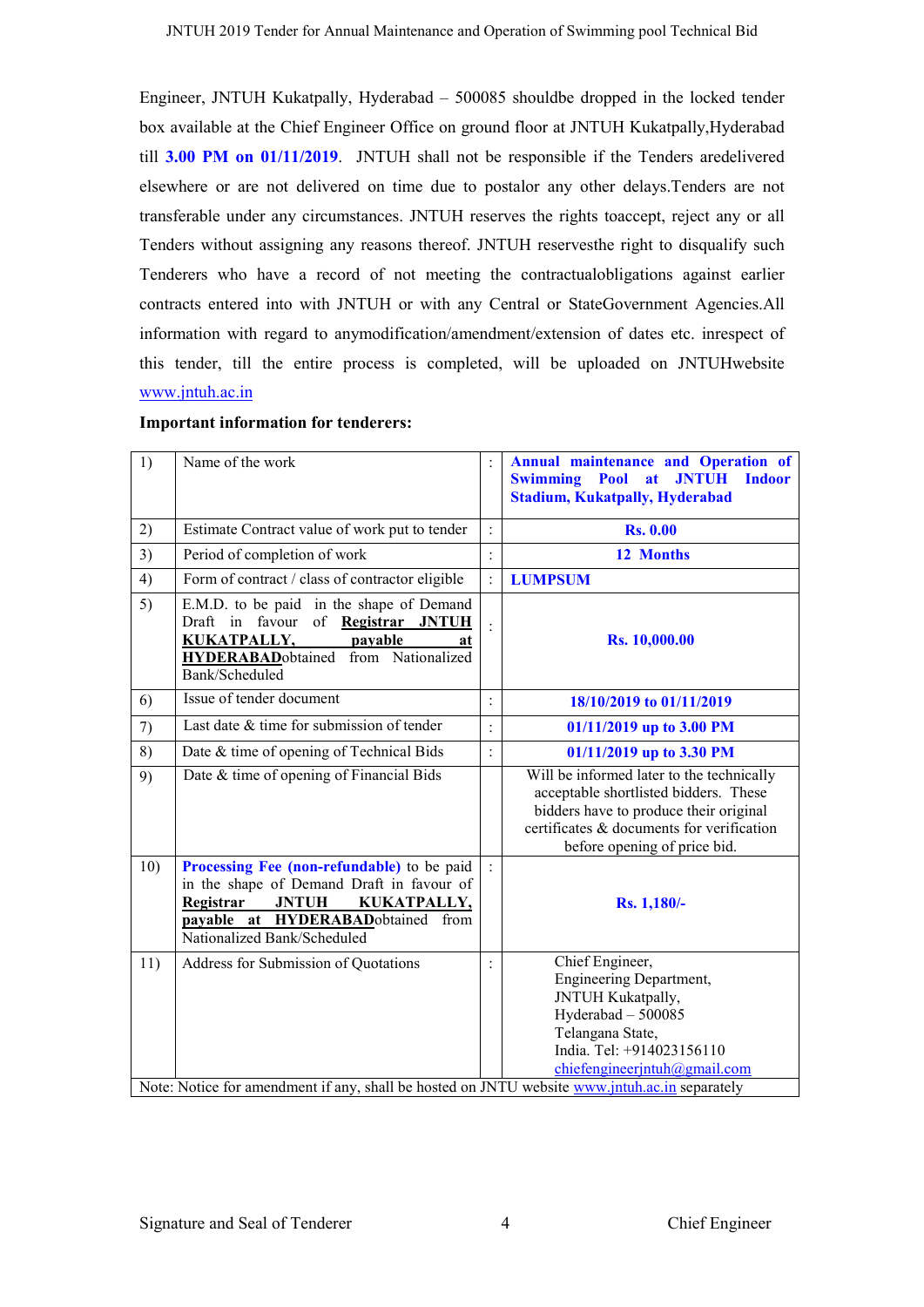Engineer, JNTUH Kukatpally, Hyderabad – 500085 shouldbe dropped in the locked tender box available at the Chief Engineer Office on ground floor at JNTUH Kukatpally,Hyderabad till **3.00 PM on 01/11/2019**. JNTUH shall not be responsible if the Tenders aredelivered elsewhere or are not delivered on time due to postalor any other delays.Tenders are not transferable under any circumstances. JNTUH reserves the rights toaccept, reject any or all Tenders without assigning any reasons thereof. JNTUH reservesthe right to disqualify such Tenderers who have a record of not meeting the contractualobligations against earlier contracts entered into with JNTUH or with any Central or StateGovernment Agencies.All information with regard to anymodification/amendment/extension of dates etc. inrespect of this tender, till the entire process is completed, will be uploaded on JNTUHwebsite www.jntuh.ac.in

**Important information for tenderers:**

| | | | |
|---|---|---|---|
| 1) | Name of the work | : | **Annual maintenance and Operation of Swimming Pool at JNTUH Indoor Stadium, Kukatpally, Hyderabad** |
| 2) | Estimate Contract value of work put to tender | : | **Rs. 0.00** |
| 3) | Period of completion of work | : | **12 Months** |
| 4) | Form of contract / class of contractor eligible | : | **LUMPSUM** |
| 5) | E.M.D. to be paid in the shape of Demand Draft in favour of **Registrar JNTUH KUKATPALLY, payable at HYDERABAD**obtained from Nationalized Bank/Scheduled | : | **Rs. 10,000.00** |
| 6) | Issue of tender document | : | **18/10/2019 to 01/11/2019** |
| 7) | Last date & time for submission of tender | : | **01/11/2019 up to 3.00 PM** |
| 8) | Date & time of opening of Technical Bids | : | **01/11/2019 up to 3.30 PM** |
| 9) | Date & time of opening of Financial Bids | | Will be informed later to the technically acceptable shortlisted bidders. These bidders have to produce their original certificates & documents for verification before opening of price bid. |
| 10) | **Processing Fee (non-refundable)** to be paid in the shape of Demand Draft in favour of **Registrar JNTUH KUKATPALLY, payable at HYDERABAD**obtained from Nationalized Bank/Scheduled | : | **Rs. 1,180/-** |
| 11) | Address for Submission of Quotations | : | Chief Engineer,<br>Engineering Department,<br>JNTUH Kukatpally,<br>Hyderabad – 500085<br>Telangana State,<br>India. Tel: +914023156110<br>chiefengineerjntuh@gmail.com |

Note: Notice for amendment if any, shall be hosted on JNTU website www.jntuh.ac.in separately

Signature and Seal of Tenderer | Chief Engineer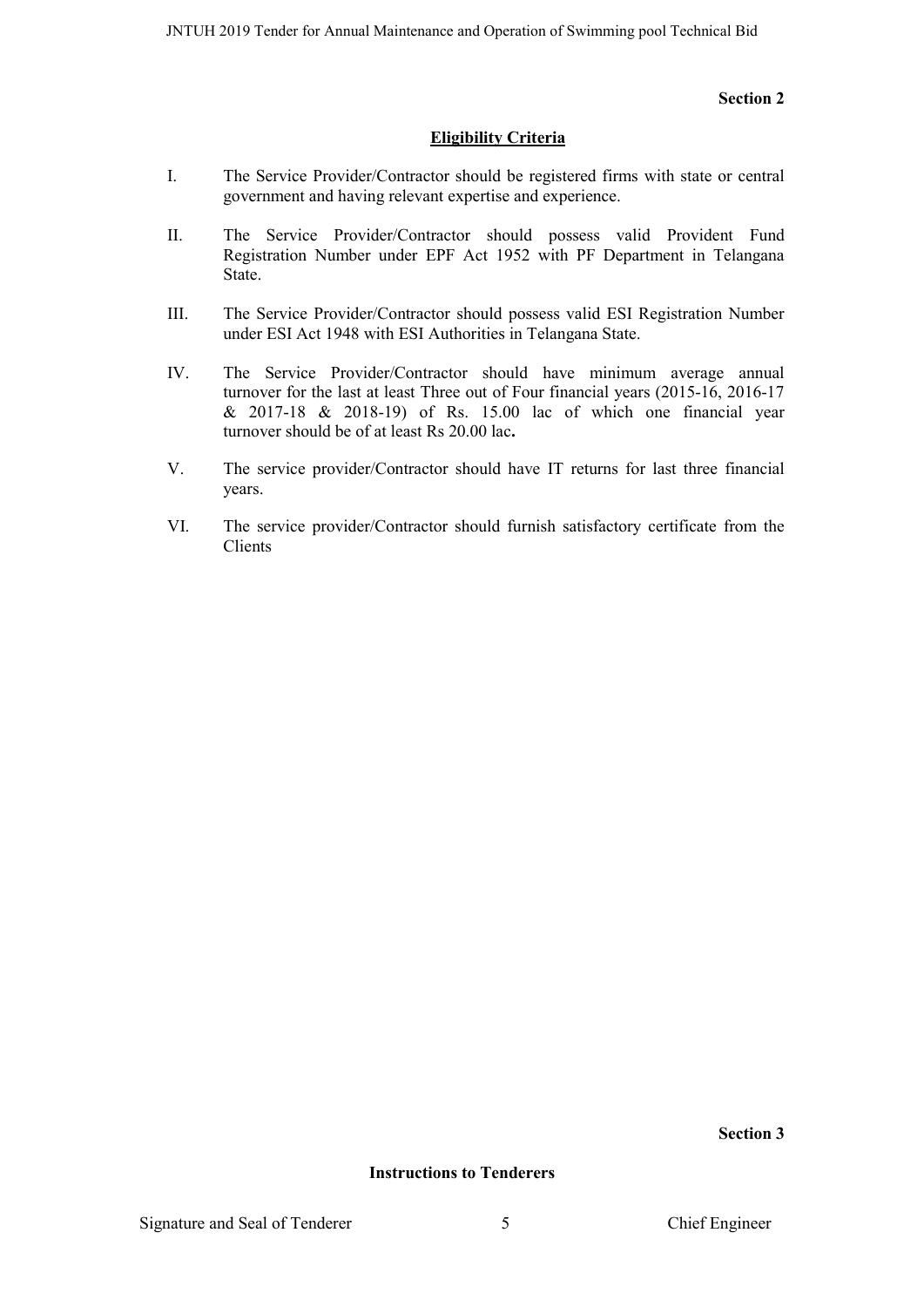**Section 2**

## Eligibility Criteria

I. The Service Provider/Contractor should be registered firms with state or central government and having relevant expertise and experience.

II. The Service Provider/Contractor should possess valid Provident Fund Registration Number under EPF Act 1952 with PF Department in Telangana State.

III. The Service Provider/Contractor should possess valid ESI Registration Number under ESI Act 1948 with ESI Authorities in Telangana State.

IV. The Service Provider/Contractor should have minimum average annual turnover for the last at least Three out of Four financial years (2015-16, 2016-17 & 2017-18 & 2018-19) of Rs. 15.00 lac of which one financial year turnover should be of at least Rs 20.00 lac**.**

V. The service provider/Contractor should have IT returns for last three financial years.

VI. The service provider/Contractor should furnish satisfactory certificate from the Clients

**Section 3**

## Instructions to Tenderers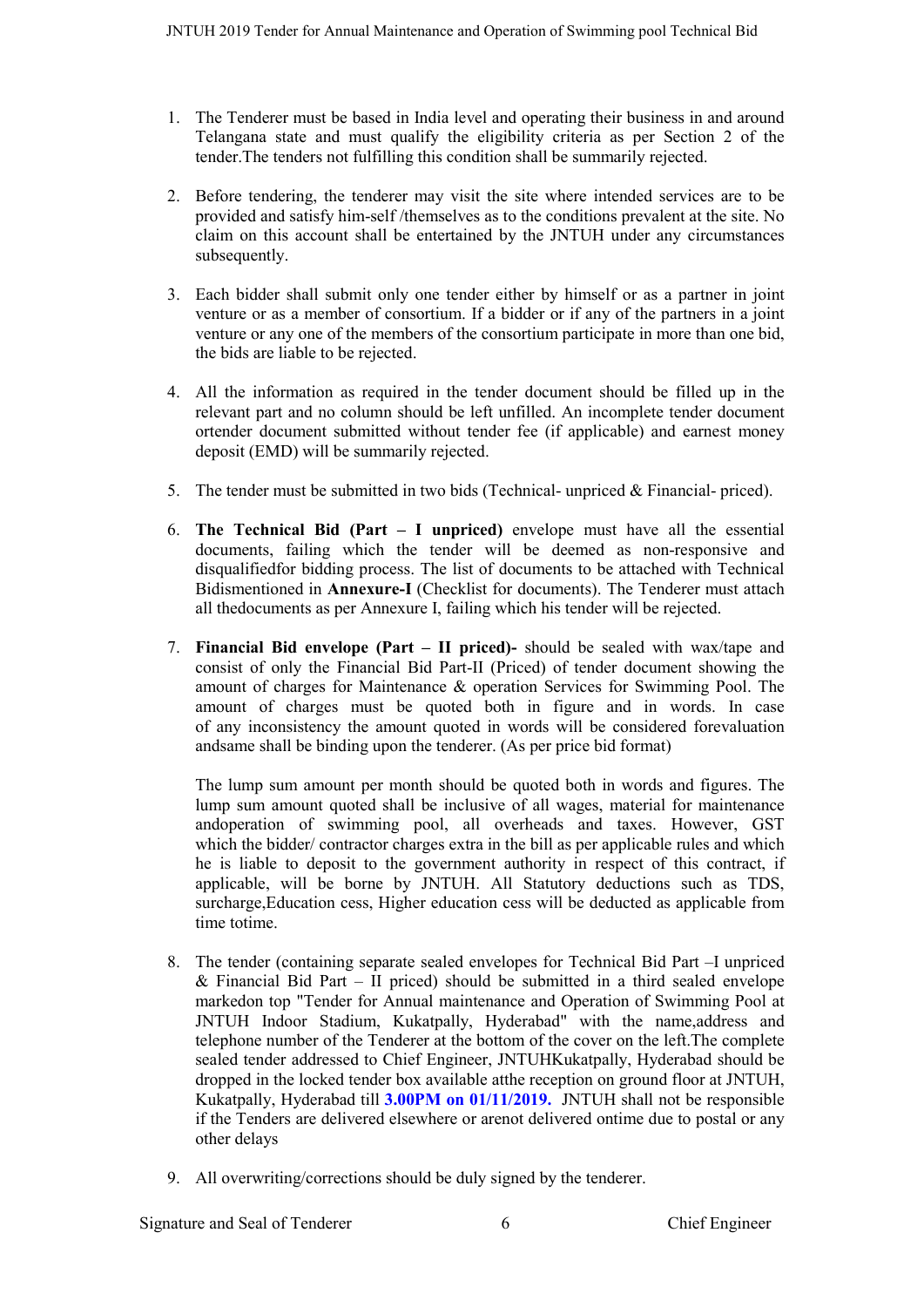1. The Tenderer must be based in India level and operating their business in and around Telangana state and must qualify the eligibility criteria as per Section 2 of the tender.The tenders not fulfilling this condition shall be summarily rejected.

2. Before tendering, the tenderer may visit the site where intended services are to be provided and satisfy him-self /themselves as to the conditions prevalent at the site. No claim on this account shall be entertained by the JNTUH under any circumstances subsequently.

3. Each bidder shall submit only one tender either by himself or as a partner in joint venture or as a member of consortium. If a bidder or if any of the partners in a joint venture or any one of the members of the consortium participate in more than one bid, the bids are liable to be rejected.

4. All the information as required in the tender document should be filled up in the relevant part and no column should be left unfilled. An incomplete tender document ortender document submitted without tender fee (if applicable) and earnest money deposit (EMD) will be summarily rejected.

5. The tender must be submitted in two bids (Technical- unpriced & Financial- priced).

6. **The Technical Bid (Part – I unpriced)** envelope must have all the essential documents, failing which the tender will be deemed as non-responsive and disqualifiedfor bidding process. The list of documents to be attached with Technical Bidismentioned in **Annexure-I** (Checklist for documents). The Tenderer must attach all thedocuments as per Annexure I, failing which his tender will be rejected.

7. **Financial Bid envelope (Part – II priced)-** should be sealed with wax/tape and consist of only the Financial Bid Part-II (Priced) of tender document showing the amount of charges for Maintenance & operation Services for Swimming Pool. The amount of charges must be quoted both in figure and in words. In case of any inconsistency the amount quoted in words will be considered forevaluation andsame shall be binding upon the tenderer. (As per price bid format)

   The lump sum amount per month should be quoted both in words and figures. The lump sum amount quoted shall be inclusive of all wages, material for maintenance andoperation of swimming pool, all overheads and taxes. However, GST which the bidder/ contractor charges extra in the bill as per applicable rules and which he is liable to deposit to the government authority in respect of this contract, if applicable, will be borne by JNTUH. All Statutory deductions such as TDS, surcharge,Education cess, Higher education cess will be deducted as applicable from time totime.

8. The tender (containing separate sealed envelopes for Technical Bid Part –I unpriced & Financial Bid Part – II priced) should be submitted in a third sealed envelope markedon top "Tender for Annual maintenance and Operation of Swimming Pool at JNTUH Indoor Stadium, Kukatpally, Hyderabad" with the name,address and telephone number of the Tenderer at the bottom of the cover on the left.The complete sealed tender addressed to Chief Engineer, JNTUHKukatpally, Hyderabad should be dropped in the locked tender box available atthe reception on ground floor at JNTUH, Kukatpally, Hyderabad till **3.00PM on 01/11/2019.** JNTUH shall not be responsible if the Tenders are delivered elsewhere or arenot delivered ontime due to postal or any other delays

9. All overwriting/corrections should be duly signed by the tenderer.

Signature and Seal of Tenderer                                        Chief Engineer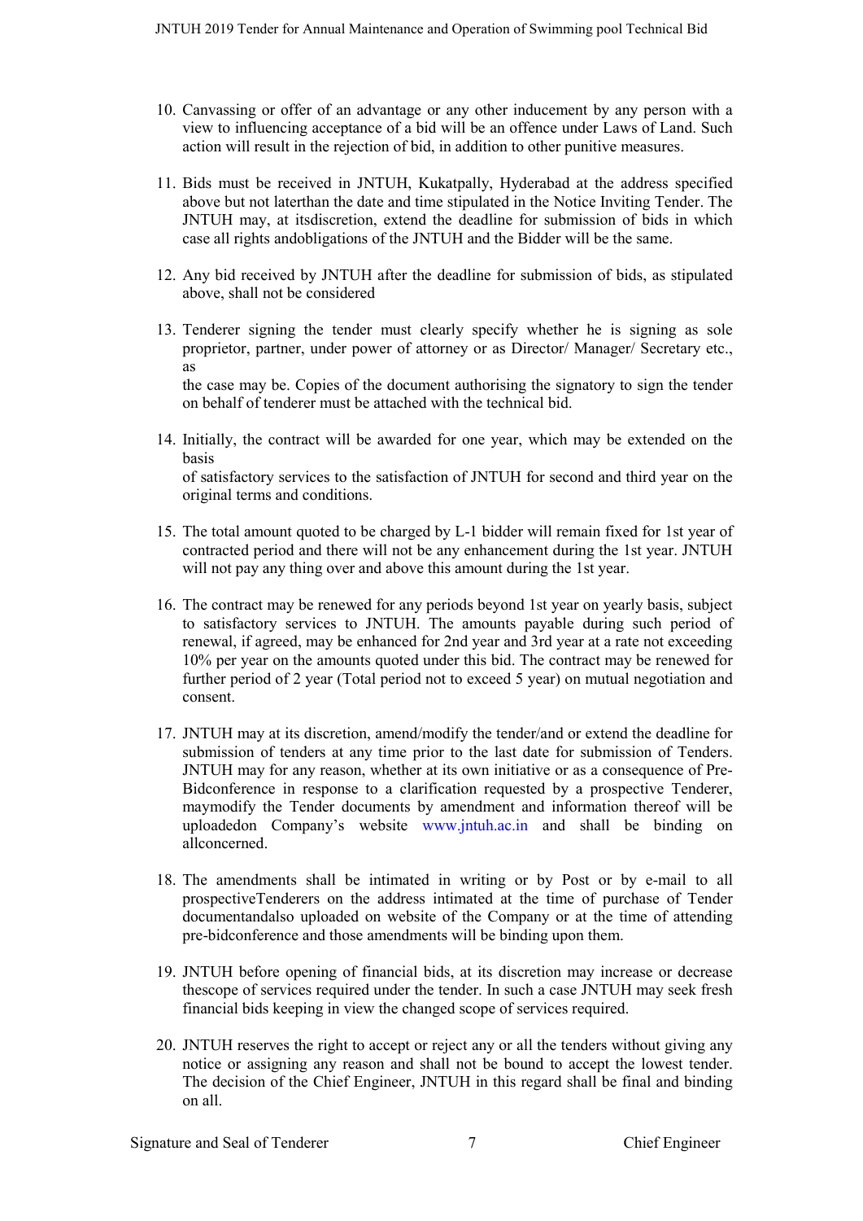10. Canvassing or offer of an advantage or any other inducement by any person with a view to influencing acceptance of a bid will be an offence under Laws of Land. Such action will result in the rejection of bid, in addition to other punitive measures.

11. Bids must be received in JNTUH, Kukatpally, Hyderabad at the address specified above but not laterthan the date and time stipulated in the Notice Inviting Tender. The JNTUH may, at itsdiscretion, extend the deadline for submission of bids in which case all rights andobligations of the JNTUH and the Bidder will be the same.

12. Any bid received by JNTUH after the deadline for submission of bids, as stipulated above, shall not be considered

13. Tenderer signing the tender must clearly specify whether he is signing as sole proprietor, partner, under power of attorney or as Director/ Manager/ Secretary etc., as
the case may be. Copies of the document authorising the signatory to sign the tender on behalf of tenderer must be attached with the technical bid.

14. Initially, the contract will be awarded for one year, which may be extended on the basis
of satisfactory services to the satisfaction of JNTUH for second and third year on the original terms and conditions.

15. The total amount quoted to be charged by L-1 bidder will remain fixed for 1st year of contracted period and there will not be any enhancement during the 1st year. JNTUH will not pay any thing over and above this amount during the 1st year.

16. The contract may be renewed for any periods beyond 1st year on yearly basis, subject to satisfactory services to JNTUH. The amounts payable during such period of renewal, if agreed, may be enhanced for 2nd year and 3rd year at a rate not exceeding 10% per year on the amounts quoted under this bid. The contract may be renewed for further period of 2 year (Total period not to exceed 5 year) on mutual negotiation and consent.

17. JNTUH may at its discretion, amend/modify the tender/and or extend the deadline for submission of tenders at any time prior to the last date for submission of Tenders. JNTUH may for any reason, whether at its own initiative or as a consequence of Pre-Bidconference in response to a clarification requested by a prospective Tenderer, maymodify the Tender documents by amendment and information thereof will be uploadedon Company's website www.jntuh.ac.in and shall be binding on allconcerned.

18. The amendments shall be intimated in writing or by Post or by e-mail to all prospectiveTenderers on the address intimated at the time of purchase of Tender documentandalso uploaded on website of the Company or at the time of attending pre-bidconference and those amendments will be binding upon them.

19. JNTUH before opening of financial bids, at its discretion may increase or decrease thescope of services required under the tender. In such a case JNTUH may seek fresh financial bids keeping in view the changed scope of services required.

20. JNTUH reserves the right to accept or reject any or all the tenders without giving any notice or assigning any reason and shall not be bound to accept the lowest tender. The decision of the Chief Engineer, JNTUH in this regard shall be final and binding on all.

Signature and Seal of Tenderer | Chief Engineer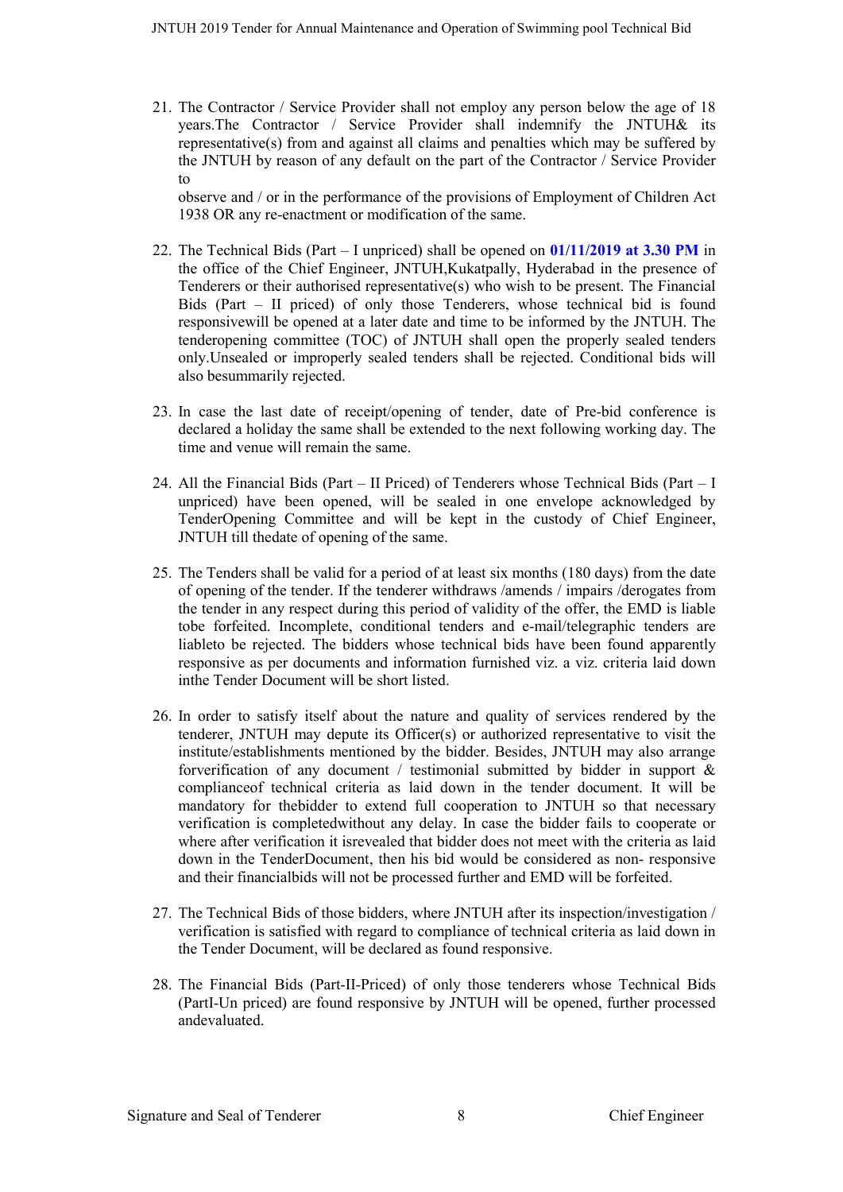21. The Contractor / Service Provider shall not employ any person below the age of 18 years.The Contractor / Service Provider shall indemnify the JNTUH& its representative(s) from and against all claims and penalties which may be suffered by the JNTUH by reason of any default on the part of the Contractor / Service Provider to

    observe and / or in the performance of the provisions of Employment of Children Act 1938 OR any re-enactment or modification of the same.

22. The Technical Bids (Part – I unpriced) shall be opened on **01/11/2019 at 3.30 PM** in the office of the Chief Engineer, JNTUH,Kukatpally, Hyderabad in the presence of Tenderers or their authorised representative(s) who wish to be present. The Financial Bids (Part – II priced) of only those Tenderers, whose technical bid is found responsivewill be opened at a later date and time to be informed by the JNTUH. The tenderopening committee (TOC) of JNTUH shall open the properly sealed tenders only.Unsealed or improperly sealed tenders shall be rejected. Conditional bids will also besummarily rejected.

23. In case the last date of receipt/opening of tender, date of Pre-bid conference is declared a holiday the same shall be extended to the next following working day. The time and venue will remain the same.

24. All the Financial Bids (Part – II Priced) of Tenderers whose Technical Bids (Part – I unpriced) have been opened, will be sealed in one envelope acknowledged by TenderOpening Committee and will be kept in the custody of Chief Engineer, JNTUH till thedate of opening of the same.

25. The Tenders shall be valid for a period of at least six months (180 days) from the date of opening of the tender. If the tenderer withdraws /amends / impairs /derogates from the tender in any respect during this period of validity of the offer, the EMD is liable tobe forfeited. Incomplete, conditional tenders and e-mail/telegraphic tenders are liableto be rejected. The bidders whose technical bids have been found apparently responsive as per documents and information furnished viz. a viz. criteria laid down inthe Tender Document will be short listed.

26. In order to satisfy itself about the nature and quality of services rendered by the tenderer, JNTUH may depute its Officer(s) or authorized representative to visit the institute/establishments mentioned by the bidder. Besides, JNTUH may also arrange forverification of any document / testimonial submitted by bidder in support & complianceof technical criteria as laid down in the tender document. It will be mandatory for thebidder to extend full cooperation to JNTUH so that necessary verification is completedwithout any delay. In case the bidder fails to cooperate or where after verification it isrevealed that bidder does not meet with the criteria as laid down in the TenderDocument, then his bid would be considered as non- responsive and their financialbids will not be processed further and EMD will be forfeited.

27. The Technical Bids of those bidders, where JNTUH after its inspection/investigation / verification is satisfied with regard to compliance of technical criteria as laid down in the Tender Document, will be declared as found responsive.

28. The Financial Bids (Part-II-Priced) of only those tenderers whose Technical Bids (PartI-Un priced) are found responsive by JNTUH will be opened, further processed andevaluated.

Signature and Seal of Tenderer | Chief Engineer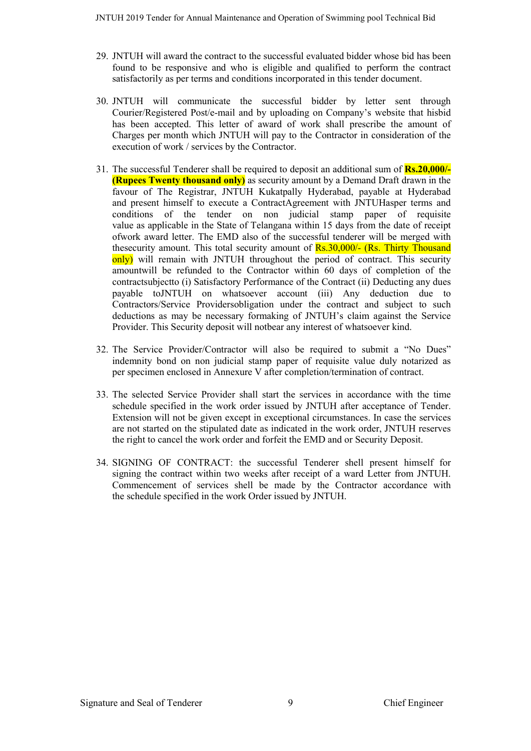29. JNTUH will award the contract to the successful evaluated bidder whose bid has been found to be responsive and who is eligible and qualified to perform the contract satisfactorily as per terms and conditions incorporated in this tender document.

30. JNTUH will communicate the successful bidder by letter sent through Courier/Registered Post/e-mail and by uploading on Company's website that hisbid has been accepted. This letter of award of work shall prescribe the amount of Charges per month which JNTUH will pay to the Contractor in consideration of the execution of work / services by the Contractor.

31. The successful Tenderer shall be required to deposit an additional sum of **Rs.20,000/- (Rupees Twenty thousand only)** as security amount by a Demand Draft drawn in the favour of The Registrar, JNTUH Kukatpally Hyderabad, payable at Hyderabad and present himself to execute a ContractAgreement with JNTUHasper terms and conditions of the tender on non judicial stamp paper of requisite value as applicable in the State of Telangana within 15 days from the date of receipt ofwork award letter. The EMD also of the successful tenderer will be merged with thesecurity amount. This total security amount of Rs.30,000/- (Rs. Thirty Thousand only) will remain with JNTUH throughout the period of contract. This security amountwill be refunded to the Contractor within 60 days of completion of the contractsubjectto (i) Satisfactory Performance of the Contract (ii) Deducting any dues payable toJNTUH on whatsoever account (iii) Any deduction due to Contractors/Service Providersobligation under the contract and subject to such deductions as may be necessary formaking of JNTUH's claim against the Service Provider. This Security deposit will notbear any interest of whatsoever kind.

32. The Service Provider/Contractor will also be required to submit a "No Dues" indemnity bond on non judicial stamp paper of requisite value duly notarized as per specimen enclosed in Annexure V after completion/termination of contract.

33. The selected Service Provider shall start the services in accordance with the time schedule specified in the work order issued by JNTUH after acceptance of Tender. Extension will not be given except in exceptional circumstances. In case the services are not started on the stipulated date as indicated in the work order, JNTUH reserves the right to cancel the work order and forfeit the EMD and or Security Deposit.

34. SIGNING OF CONTRACT: the successful Tenderer shell present himself for signing the contract within two weeks after receipt of a ward Letter from JNTUH. Commencement of services shell be made by the Contractor accordance with the schedule specified in the work Order issued by JNTUH.

Signature and Seal of Tenderer Chief Engineer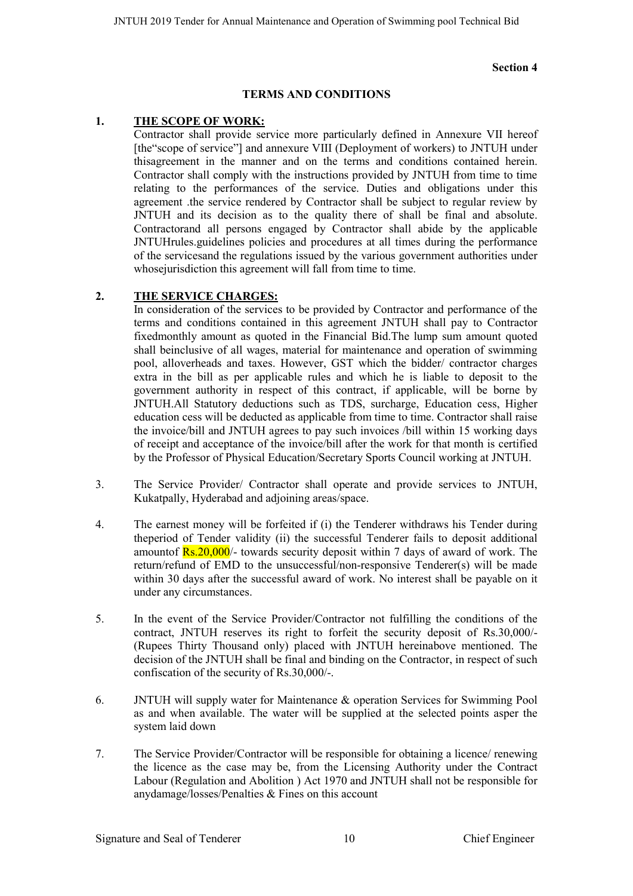**Section 4**

## TERMS AND CONDITIONS

**1. THE SCOPE OF WORK:**

Contractor shall provide service more particularly defined in Annexure VII hereof [the"scope of service"] and annexure VIII (Deployment of workers) to JNTUH under thisagreement in the manner and on the terms and conditions contained herein. Contractor shall comply with the instructions provided by JNTUH from time to time relating to the performances of the service. Duties and obligations under this agreement .the service rendered by Contractor shall be subject to regular review by JNTUH and its decision as to the quality there of shall be final and absolute. Contractorand all persons engaged by Contractor shall abide by the applicable JNTUHrules.guidelines policies and procedures at all times during the performance of the servicesand the regulations issued by the various government authorities under whosejurisdiction this agreement will fall from time to time.

**2. THE SERVICE CHARGES:**

In consideration of the services to be provided by Contractor and performance of the terms and conditions contained in this agreement JNTUH shall pay to Contractor fixedmonthly amount as quoted in the Financial Bid.The lump sum amount quoted shall beinclusive of all wages, material for maintenance and operation of swimming pool, alloverheads and taxes. However, GST which the bidder/ contractor charges extra in the bill as per applicable rules and which he is liable to deposit to the government authority in respect of this contract, if applicable, will be borne by JNTUH.All Statutory deductions such as TDS, surcharge, Education cess, Higher education cess will be deducted as applicable from time to time. Contractor shall raise the invoice/bill and JNTUH agrees to pay such invoices /bill within 15 working days of receipt and acceptance of the invoice/bill after the work for that month is certified by the Professor of Physical Education/Secretary Sports Council working at JNTUH.

3. The Service Provider/ Contractor shall operate and provide services to JNTUH, Kukatpally, Hyderabad and adjoining areas/space.

4. The earnest money will be forfeited if (i) the Tenderer withdraws his Tender during theperiod of Tender validity (ii) the successful Tenderer fails to deposit additional amountof Rs.20,000/- towards security deposit within 7 days of award of work. The return/refund of EMD to the unsuccessful/non-responsive Tenderer(s) will be made within 30 days after the successful award of work. No interest shall be payable on it under any circumstances.

5. In the event of the Service Provider/Contractor not fulfilling the conditions of the contract, JNTUH reserves its right to forfeit the security deposit of Rs.30,000/- (Rupees Thirty Thousand only) placed with JNTUH hereinabove mentioned. The decision of the JNTUH shall be final and binding on the Contractor, in respect of such confiscation of the security of Rs.30,000/-.

6. JNTUH will supply water for Maintenance & operation Services for Swimming Pool as and when available. The water will be supplied at the selected points asper the system laid down

7. The Service Provider/Contractor will be responsible for obtaining a licence/ renewing the licence as the case may be, from the Licensing Authority under the Contract Labour (Regulation and Abolition ) Act 1970 and JNTUH shall not be responsible for anydamage/losses/Penalties & Fines on this account

Signature and Seal of Tenderer | Chief Engineer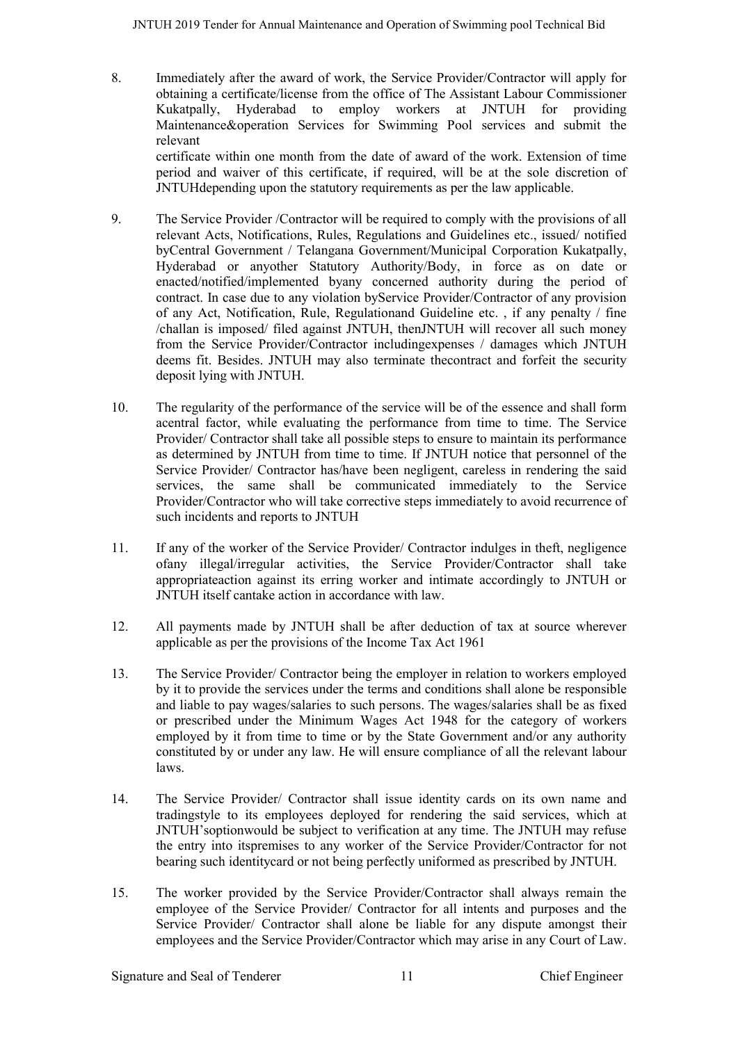8. Immediately after the award of work, the Service Provider/Contractor will apply for obtaining a certificate/license from the office of The Assistant Labour Commissioner Kukatpally, Hyderabad to employ workers at JNTUH for providing Maintenance&operation Services for Swimming Pool services and submit the relevant
certificate within one month from the date of award of the work. Extension of time period and waiver of this certificate, if required, will be at the sole discretion of JNTUHdepending upon the statutory requirements as per the law applicable.

9. The Service Provider /Contractor will be required to comply with the provisions of all relevant Acts, Notifications, Rules, Regulations and Guidelines etc., issued/ notified byCentral Government / Telangana Government/Municipal Corporation Kukatpally, Hyderabad or anyother Statutory Authority/Body, in force as on date or enacted/notified/implemented byany concerned authority during the period of contract. In case due to any violation byService Provider/Contractor of any provision of any Act, Notification, Rule, Regulationand Guideline etc. , if any penalty / fine /challan is imposed/ filed against JNTUH, thenJNTUH will recover all such money from the Service Provider/Contractor includingexpenses / damages which JNTUH deems fit. Besides. JNTUH may also terminate thecontract and forfeit the security deposit lying with JNTUH.

10. The regularity of the performance of the service will be of the essence and shall form acentral factor, while evaluating the performance from time to time. The Service Provider/ Contractor shall take all possible steps to ensure to maintain its performance as determined by JNTUH from time to time. If JNTUH notice that personnel of the Service Provider/ Contractor has/have been negligent, careless in rendering the said services, the same shall be communicated immediately to the Service Provider/Contractor who will take corrective steps immediately to avoid recurrence of such incidents and reports to JNTUH

11. If any of the worker of the Service Provider/ Contractor indulges in theft, negligence ofany illegal/irregular activities, the Service Provider/Contractor shall take appropriateaction against its erring worker and intimate accordingly to JNTUH or JNTUH itself cantake action in accordance with law.

12. All payments made by JNTUH shall be after deduction of tax at source wherever applicable as per the provisions of the Income Tax Act 1961

13. The Service Provider/ Contractor being the employer in relation to workers employed by it to provide the services under the terms and conditions shall alone be responsible and liable to pay wages/salaries to such persons. The wages/salaries shall be as fixed or prescribed under the Minimum Wages Act 1948 for the category of workers employed by it from time to time or by the State Government and/or any authority constituted by or under any law. He will ensure compliance of all the relevant labour laws.

14. The Service Provider/ Contractor shall issue identity cards on its own name and tradingstyle to its employees deployed for rendering the said services, which at JNTUH'soptionwould be subject to verification at any time. The JNTUH may refuse the entry into itspremises to any worker of the Service Provider/Contractor for not bearing such identitycard or not being perfectly uniformed as prescribed by JNTUH.

15. The worker provided by the Service Provider/Contractor shall always remain the employee of the Service Provider/ Contractor for all intents and purposes and the Service Provider/ Contractor shall alone be liable for any dispute amongst their employees and the Service Provider/Contractor which may arise in any Court of Law.

Signature and Seal of Tenderer | Chief Engineer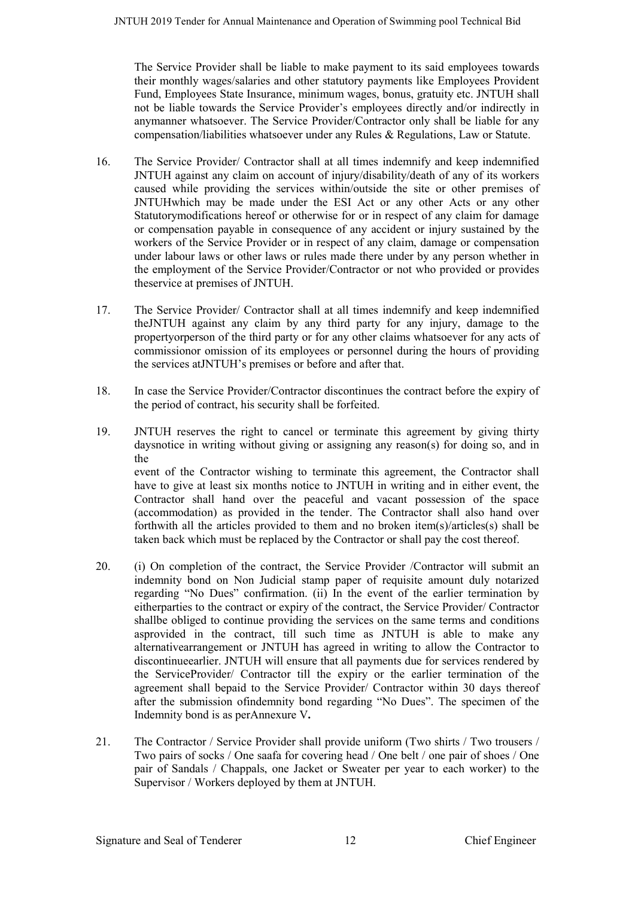The Service Provider shall be liable to make payment to its said employees towards their monthly wages/salaries and other statutory payments like Employees Provident Fund, Employees State Insurance, minimum wages, bonus, gratuity etc. JNTUH shall not be liable towards the Service Provider's employees directly and/or indirectly in anymanner whatsoever. The Service Provider/Contractor only shall be liable for any compensation/liabilities whatsoever under any Rules & Regulations, Law or Statute.

16. The Service Provider/ Contractor shall at all times indemnify and keep indemnified JNTUH against any claim on account of injury/disability/death of any of its workers caused while providing the services within/outside the site or other premises of JNTUHwhich may be made under the ESI Act or any other Acts or any other Statutorymodifications hereof or otherwise for or in respect of any claim for damage or compensation payable in consequence of any accident or injury sustained by the workers of the Service Provider or in respect of any claim, damage or compensation under labour laws or other laws or rules made there under by any person whether in the employment of the Service Provider/Contractor or not who provided or provides theservice at premises of JNTUH.

17. The Service Provider/ Contractor shall at all times indemnify and keep indemnified theJNTUH against any claim by any third party for any injury, damage to the propertyorperson of the third party or for any other claims whatsoever for any acts of commissionor omission of its employees or personnel during the hours of providing the services atJNTUH's premises or before and after that.

18. In case the Service Provider/Contractor discontinues the contract before the expiry of the period of contract, his security shall be forfeited.

19. JNTUH reserves the right to cancel or terminate this agreement by giving thirty daysnotice in writing without giving or assigning any reason(s) for doing so, and in the
event of the Contractor wishing to terminate this agreement, the Contractor shall have to give at least six months notice to JNTUH in writing and in either event, the Contractor shall hand over the peaceful and vacant possession of the space (accommodation) as provided in the tender. The Contractor shall also hand over forthwith all the articles provided to them and no broken item(s)/articles(s) shall be taken back which must be replaced by the Contractor or shall pay the cost thereof.

20. (i) On completion of the contract, the Service Provider /Contractor will submit an indemnity bond on Non Judicial stamp paper of requisite amount duly notarized regarding "No Dues" confirmation. (ii) In the event of the earlier termination by eitherparties to the contract or expiry of the contract, the Service Provider/ Contractor shallbe obliged to continue providing the services on the same terms and conditions asprovided in the contract, till such time as JNTUH is able to make any alternativearrangement or JNTUH has agreed in writing to allow the Contractor to discontinueearlier. JNTUH will ensure that all payments due for services rendered by the ServiceProvider/ Contractor till the expiry or the earlier termination of the agreement shall bepaid to the Service Provider/ Contractor within 30 days thereof after the submission ofindemnity bond regarding "No Dues". The specimen of the Indemnity bond is as perAnnexure V**.**

21. The Contractor / Service Provider shall provide uniform (Two shirts / Two trousers / Two pairs of socks / One saafa for covering head / One belt / one pair of shoes / One pair of Sandals / Chappals, one Jacket or Sweater per year to each worker) to the Supervisor / Workers deployed by them at JNTUH.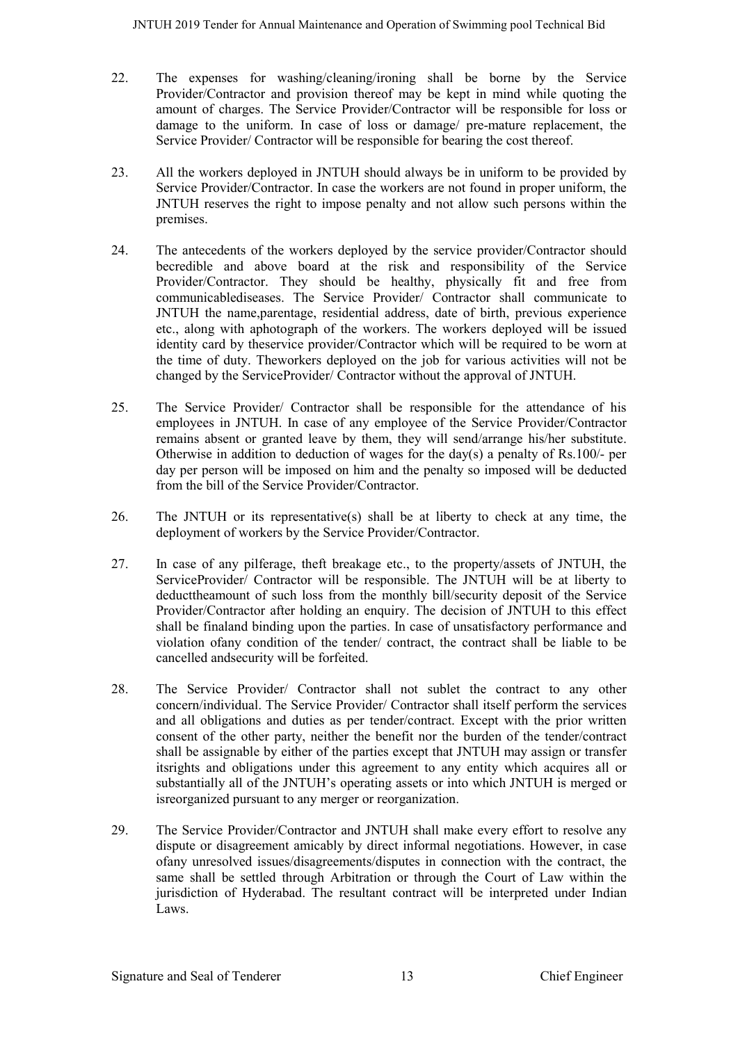22. The expenses for washing/cleaning/ironing shall be borne by the Service Provider/Contractor and provision thereof may be kept in mind while quoting the amount of charges. The Service Provider/Contractor will be responsible for loss or damage to the uniform. In case of loss or damage/ pre-mature replacement, the Service Provider/ Contractor will be responsible for bearing the cost thereof.

23. All the workers deployed in JNTUH should always be in uniform to be provided by Service Provider/Contractor. In case the workers are not found in proper uniform, the JNTUH reserves the right to impose penalty and not allow such persons within the premises.

24. The antecedents of the workers deployed by the service provider/Contractor should becredible and above board at the risk and responsibility of the Service Provider/Contractor. They should be healthy, physically fit and free from communicablediseases. The Service Provider/ Contractor shall communicate to JNTUH the name,parentage, residential address, date of birth, previous experience etc., along with aphotograph of the workers. The workers deployed will be issued identity card by theservice provider/Contractor which will be required to be worn at the time of duty. Theworkers deployed on the job for various activities will not be changed by the ServiceProvider/ Contractor without the approval of JNTUH.

25. The Service Provider/ Contractor shall be responsible for the attendance of his employees in JNTUH. In case of any employee of the Service Provider/Contractor remains absent or granted leave by them, they will send/arrange his/her substitute. Otherwise in addition to deduction of wages for the day(s) a penalty of Rs.100/- per day per person will be imposed on him and the penalty so imposed will be deducted from the bill of the Service Provider/Contractor.

26. The JNTUH or its representative(s) shall be at liberty to check at any time, the deployment of workers by the Service Provider/Contractor.

27. In case of any pilferage, theft breakage etc., to the property/assets of JNTUH, the ServiceProvider/ Contractor will be responsible. The JNTUH will be at liberty to deducttheamount of such loss from the monthly bill/security deposit of the Service Provider/Contractor after holding an enquiry. The decision of JNTUH to this effect shall be finaland binding upon the parties. In case of unsatisfactory performance and violation ofany condition of the tender/ contract, the contract shall be liable to be cancelled andsecurity will be forfeited.

28. The Service Provider/ Contractor shall not sublet the contract to any other concern/individual. The Service Provider/ Contractor shall itself perform the services and all obligations and duties as per tender/contract. Except with the prior written consent of the other party, neither the benefit nor the burden of the tender/contract shall be assignable by either of the parties except that JNTUH may assign or transfer itsrights and obligations under this agreement to any entity which acquires all or substantially all of the JNTUH's operating assets or into which JNTUH is merged or isreorganized pursuant to any merger or reorganization.

29. The Service Provider/Contractor and JNTUH shall make every effort to resolve any dispute or disagreement amicably by direct informal negotiations. However, in case ofany unresolved issues/disagreements/disputes in connection with the contract, the same shall be settled through Arbitration or through the Court of Law within the jurisdiction of Hyderabad. The resultant contract will be interpreted under Indian Laws.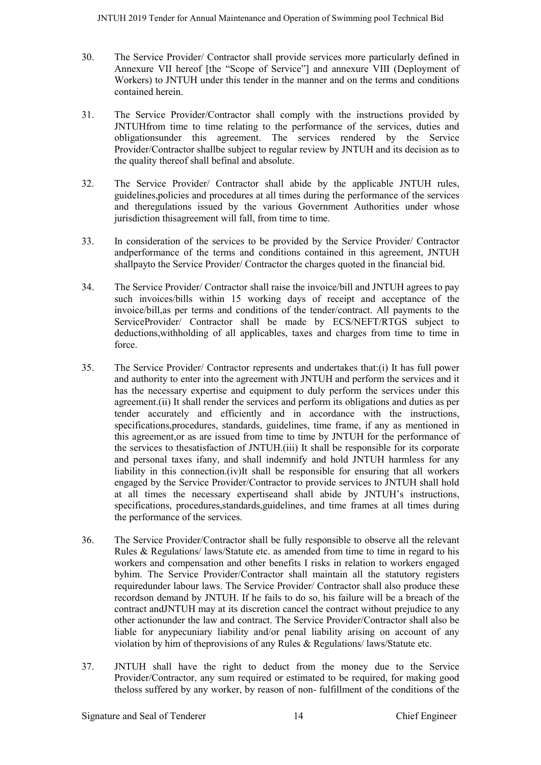30. The Service Provider/ Contractor shall provide services more particularly defined in Annexure VII hereof [the "Scope of Service"] and annexure VIII (Deployment of Workers) to JNTUH under this tender in the manner and on the terms and conditions contained herein.

31. The Service Provider/Contractor shall comply with the instructions provided by JNTUHfrom time to time relating to the performance of the services, duties and obligationsunder this agreement. The services rendered by the Service Provider/Contractor shallbe subject to regular review by JNTUH and its decision as to the quality thereof shall befinal and absolute.

32. The Service Provider/ Contractor shall abide by the applicable JNTUH rules, guidelines,policies and procedures at all times during the performance of the services and theregulations issued by the various Government Authorities under whose jurisdiction thisagreement will fall, from time to time.

33. In consideration of the services to be provided by the Service Provider/ Contractor andperformance of the terms and conditions contained in this agreement, JNTUH shallpayto the Service Provider/ Contractor the charges quoted in the financial bid.

34. The Service Provider/ Contractor shall raise the invoice/bill and JNTUH agrees to pay such invoices/bills within 15 working days of receipt and acceptance of the invoice/bill,as per terms and conditions of the tender/contract. All payments to the ServiceProvider/ Contractor shall be made by ECS/NEFT/RTGS subject to deductions,withholding of all applicables, taxes and charges from time to time in force.

35. The Service Provider/ Contractor represents and undertakes that:(i) It has full power and authority to enter into the agreement with JNTUH and perform the services and it has the necessary expertise and equipment to duly perform the services under this agreement.(ii) It shall render the services and perform its obligations and duties as per tender accurately and efficiently and in accordance with the instructions, specifications,procedures, standards, guidelines, time frame, if any as mentioned in this agreement,or as are issued from time to time by JNTUH for the performance of the services to thesatisfaction of JNTUH.(iii) It shall be responsible for its corporate and personal taxes ifany, and shall indemnify and hold JNTUH harmless for any liability in this connection.(iv)It shall be responsible for ensuring that all workers engaged by the Service Provider/Contractor to provide services to JNTUH shall hold at all times the necessary expertiseand shall abide by JNTUH's instructions, specifications, procedures,standards,guidelines, and time frames at all times during the performance of the services.

36. The Service Provider/Contractor shall be fully responsible to observe all the relevant Rules & Regulations/ laws/Statute etc. as amended from time to time in regard to his workers and compensation and other benefits I risks in relation to workers engaged byhim. The Service Provider/Contractor shall maintain all the statutory registers requiredunder labour laws. The Service Provider/ Contractor shall also produce these recordson demand by JNTUH. If he fails to do so, his failure will be a breach of the contract andJNTUH may at its discretion cancel the contract without prejudice to any other actionunder the law and contract. The Service Provider/Contractor shall also be liable for anypecuniary liability and/or penal liability arising on account of any violation by him of theprovisions of any Rules & Regulations/ laws/Statute etc.

37. JNTUH shall have the right to deduct from the money due to the Service Provider/Contractor, any sum required or estimated to be required, for making good theloss suffered by any worker, by reason of non- fulfillment of the conditions of the

Signature and Seal of Tenderer | Chief Engineer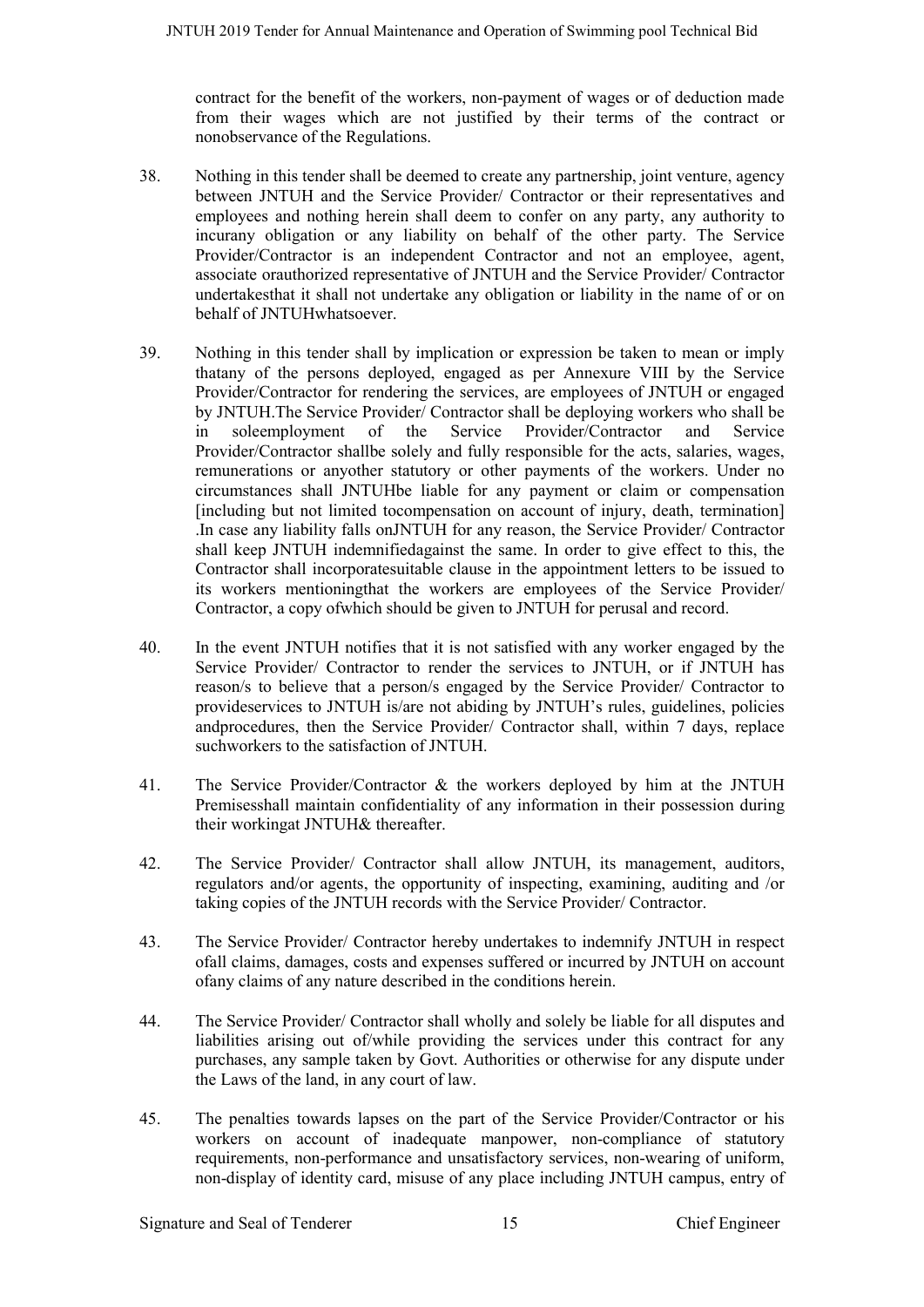contract for the benefit of the workers, non-payment of wages or of deduction made from their wages which are not justified by their terms of the contract or nonobservance of the Regulations.

38. Nothing in this tender shall be deemed to create any partnership, joint venture, agency between JNTUH and the Service Provider/ Contractor or their representatives and employees and nothing herein shall deem to confer on any party, any authority to incurany obligation or any liability on behalf of the other party. The Service Provider/Contractor is an independent Contractor and not an employee, agent, associate orauthorized representative of JNTUH and the Service Provider/ Contractor undertakesthat it shall not undertake any obligation or liability in the name of or on behalf of JNTUHwhatsoever.

39. Nothing in this tender shall by implication or expression be taken to mean or imply thatany of the persons deployed, engaged as per Annexure VIII by the Service Provider/Contractor for rendering the services, are employees of JNTUH or engaged by JNTUH.The Service Provider/ Contractor shall be deploying workers who shall be in soleemployment of the Service Provider/Contractor and Service Provider/Contractor shallbe solely and fully responsible for the acts, salaries, wages, remunerations or anyother statutory or other payments of the workers. Under no circumstances shall JNTUHbe liable for any payment or claim or compensation [including but not limited tocompensation on account of injury, death, termination] .In case any liability falls onJNTUH for any reason, the Service Provider/ Contractor shall keep JNTUH indemnifiedagainst the same. In order to give effect to this, the Contractor shall incorporatesuitable clause in the appointment letters to be issued to its workers mentioningthat the workers are employees of the Service Provider/ Contractor, a copy ofwhich should be given to JNTUH for perusal and record.

40. In the event JNTUH notifies that it is not satisfied with any worker engaged by the Service Provider/ Contractor to render the services to JNTUH, or if JNTUH has reason/s to believe that a person/s engaged by the Service Provider/ Contractor to provideservices to JNTUH is/are not abiding by JNTUH's rules, guidelines, policies andprocedures, then the Service Provider/ Contractor shall, within 7 days, replace suchworkers to the satisfaction of JNTUH.

41. The Service Provider/Contractor & the workers deployed by him at the JNTUH Premisesshall maintain confidentiality of any information in their possession during their workingat JNTUH& thereafter.

42. The Service Provider/ Contractor shall allow JNTUH, its management, auditors, regulators and/or agents, the opportunity of inspecting, examining, auditing and /or taking copies of the JNTUH records with the Service Provider/ Contractor.

43. The Service Provider/ Contractor hereby undertakes to indemnify JNTUH in respect ofall claims, damages, costs and expenses suffered or incurred by JNTUH on account ofany claims of any nature described in the conditions herein.

44. The Service Provider/ Contractor shall wholly and solely be liable for all disputes and liabilities arising out of/while providing the services under this contract for any purchases, any sample taken by Govt. Authorities or otherwise for any dispute under the Laws of the land, in any court of law.

45. The penalties towards lapses on the part of the Service Provider/Contractor or his workers on account of inadequate manpower, non-compliance of statutory requirements, non-performance and unsatisfactory services, non-wearing of uniform, non-display of identity card, misuse of any place including JNTUH campus, entry of

Signature and Seal of Tenderer Chief Engineer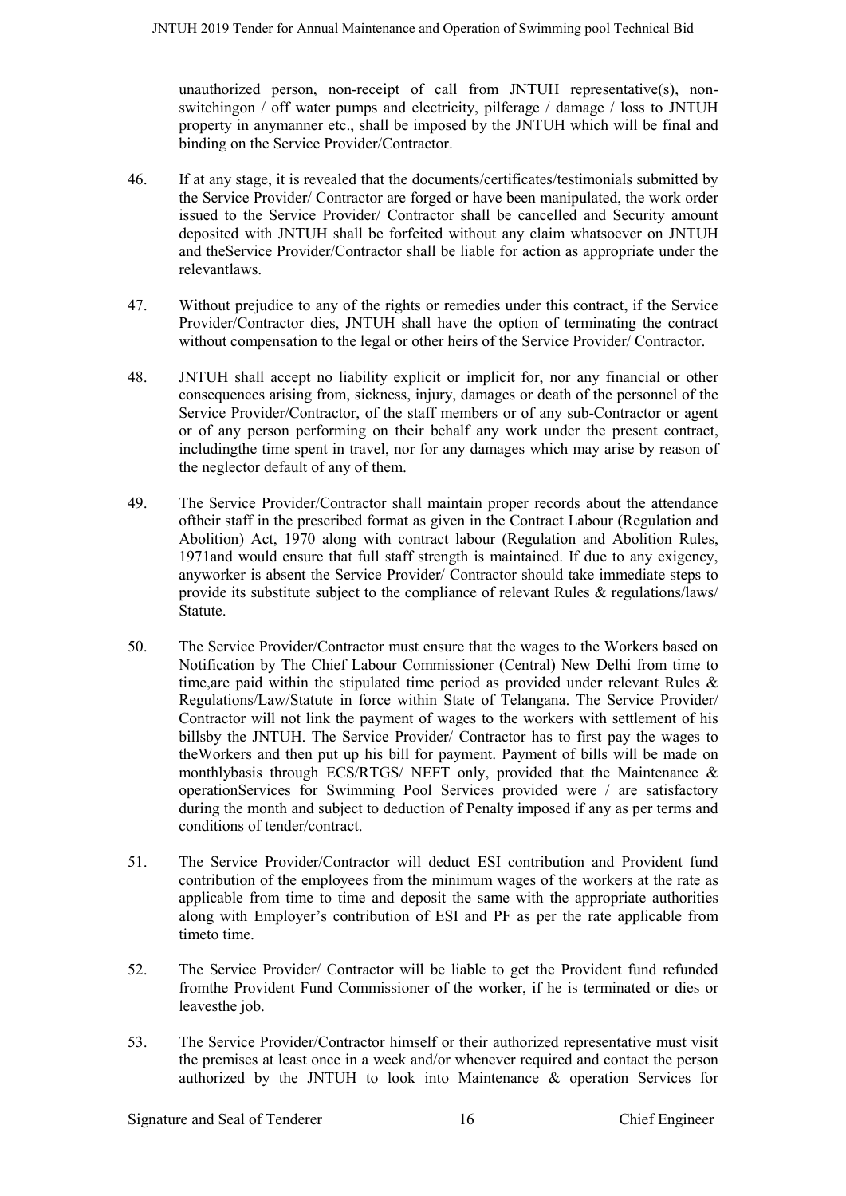unauthorized person, non-receipt of call from JNTUH representative(s), non-switchingon / off water pumps and electricity, pilferage / damage / loss to JNTUH property in anymanner etc., shall be imposed by the JNTUH which will be final and binding on the Service Provider/Contractor.

46. If at any stage, it is revealed that the documents/certificates/testimonials submitted by the Service Provider/ Contractor are forged or have been manipulated, the work order issued to the Service Provider/ Contractor shall be cancelled and Security amount deposited with JNTUH shall be forfeited without any claim whatsoever on JNTUH and theService Provider/Contractor shall be liable for action as appropriate under the relevantlaws.

47. Without prejudice to any of the rights or remedies under this contract, if the Service Provider/Contractor dies, JNTUH shall have the option of terminating the contract without compensation to the legal or other heirs of the Service Provider/ Contractor.

48. JNTUH shall accept no liability explicit or implicit for, nor any financial or other consequences arising from, sickness, injury, damages or death of the personnel of the Service Provider/Contractor, of the staff members or of any sub-Contractor or agent or of any person performing on their behalf any work under the present contract, includingthe time spent in travel, nor for any damages which may arise by reason of the neglector default of any of them.

49. The Service Provider/Contractor shall maintain proper records about the attendance oftheir staff in the prescribed format as given in the Contract Labour (Regulation and Abolition) Act, 1970 along with contract labour (Regulation and Abolition Rules, 1971and would ensure that full staff strength is maintained. If due to any exigency, anyworker is absent the Service Provider/ Contractor should take immediate steps to provide its substitute subject to the compliance of relevant Rules & regulations/laws/ Statute.

50. The Service Provider/Contractor must ensure that the wages to the Workers based on Notification by The Chief Labour Commissioner (Central) New Delhi from time to time,are paid within the stipulated time period as provided under relevant Rules & Regulations/Law/Statute in force within State of Telangana. The Service Provider/ Contractor will not link the payment of wages to the workers with settlement of his billsby the JNTUH. The Service Provider/ Contractor has to first pay the wages to theWorkers and then put up his bill for payment. Payment of bills will be made on monthlybasis through ECS/RTGS/ NEFT only, provided that the Maintenance & operationServices for Swimming Pool Services provided were / are satisfactory during the month and subject to deduction of Penalty imposed if any as per terms and conditions of tender/contract.

51. The Service Provider/Contractor will deduct ESI contribution and Provident fund contribution of the employees from the minimum wages of the workers at the rate as applicable from time to time and deposit the same with the appropriate authorities along with Employer's contribution of ESI and PF as per the rate applicable from timeto time.

52. The Service Provider/ Contractor will be liable to get the Provident fund refunded fromthe Provident Fund Commissioner of the worker, if he is terminated or dies or leavesthe job.

53. The Service Provider/Contractor himself or their authorized representative must visit the premises at least once in a week and/or whenever required and contact the person authorized by the JNTUH to look into Maintenance & operation Services for

Signature and Seal of Tenderer Chief Engineer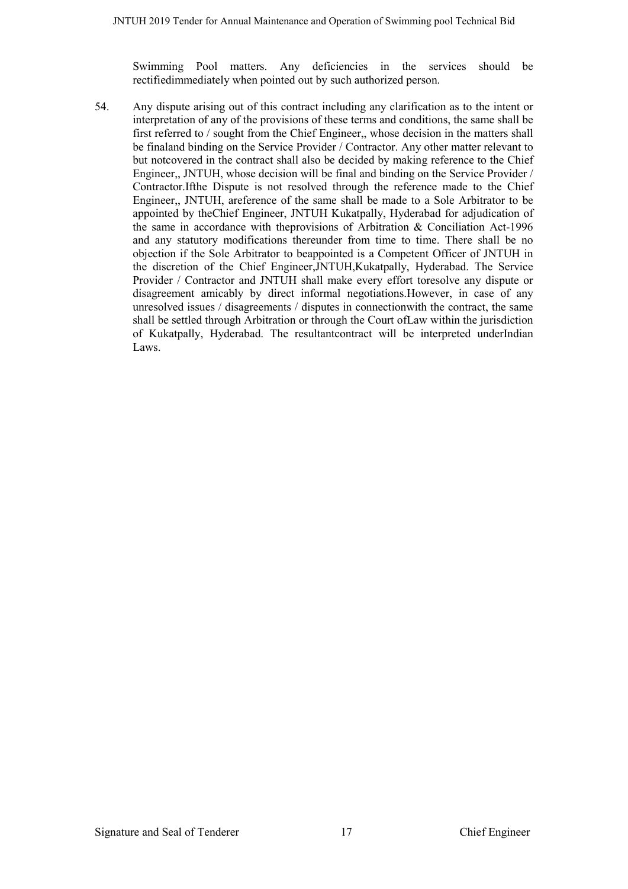Swimming Pool matters. Any deficiencies in the services should be rectifiedimmediately when pointed out by such authorized person.

54. Any dispute arising out of this contract including any clarification as to the intent or interpretation of any of the provisions of these terms and conditions, the same shall be first referred to / sought from the Chief Engineer,, whose decision in the matters shall be finaland binding on the Service Provider / Contractor. Any other matter relevant to but notcovered in the contract shall also be decided by making reference to the Chief Engineer,, JNTUH, whose decision will be final and binding on the Service Provider / Contractor.Ifthe Dispute is not resolved through the reference made to the Chief Engineer,, JNTUH, areference of the same shall be made to a Sole Arbitrator to be appointed by theChief Engineer, JNTUH Kukatpally, Hyderabad for adjudication of the same in accordance with theprovisions of Arbitration & Conciliation Act-1996 and any statutory modifications thereunder from time to time. There shall be no objection if the Sole Arbitrator to beappointed is a Competent Officer of JNTUH in the discretion of the Chief Engineer,JNTUH,Kukatpally, Hyderabad. The Service Provider / Contractor and JNTUH shall make every effort toresolve any dispute or disagreement amicably by direct informal negotiations.However, in case of any unresolved issues / disagreements / disputes in connectionwith the contract, the same shall be settled through Arbitration or through the Court ofLaw within the jurisdiction of Kukatpally, Hyderabad. The resultantcontract will be interpreted underIndian Laws.

Signature and Seal of Tenderer Chief Engineer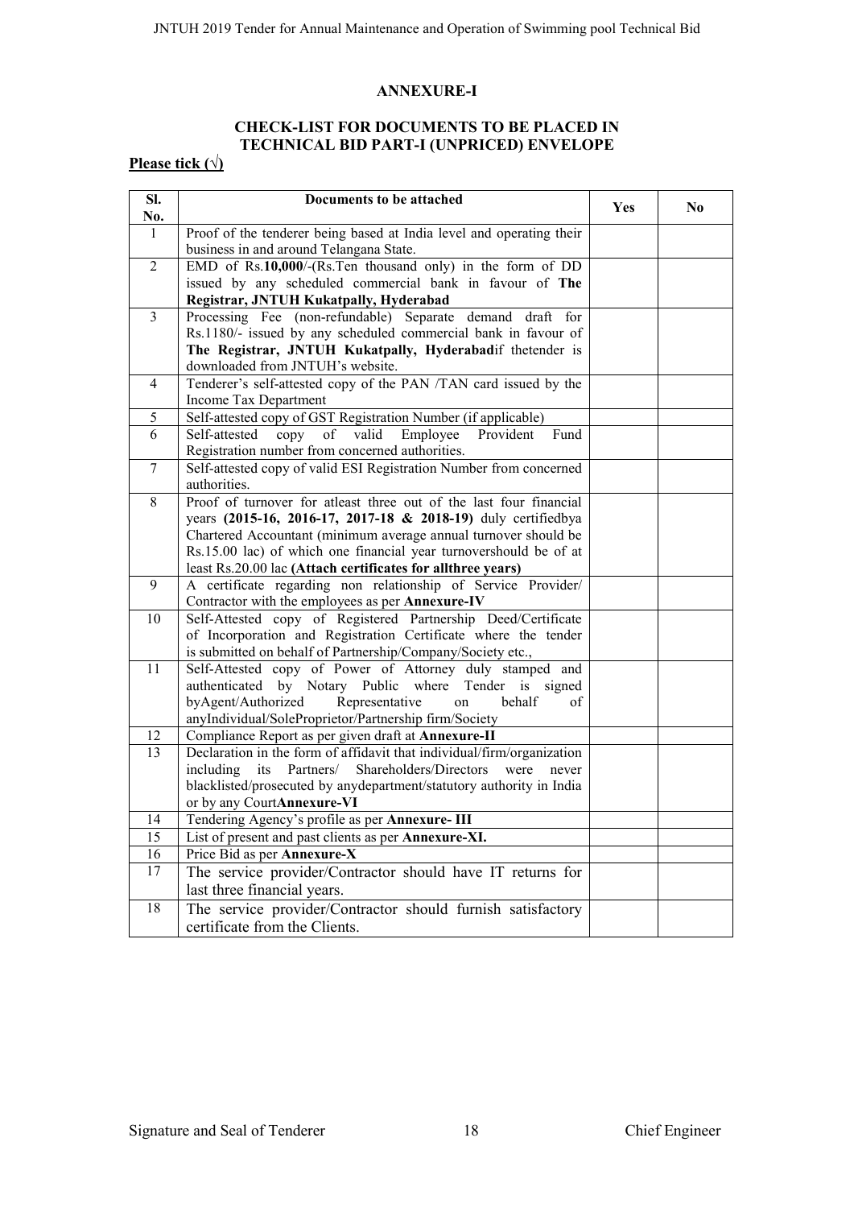## ANNEXURE-I

### CHECK-LIST FOR DOCUMENTS TO BE PLACED IN TECHNICAL BID PART-I (UNPRICED) ENVELOPE

**Please tick (√)**

| Sl. No. | Documents to be attached | Yes | No |
|---|---|---|---|
| 1 | Proof of the tenderer being based at India level and operating their business in and around Telangana State. | | |
| 2 | EMD of Rs.**10,000**/-(Rs.Ten thousand only) in the form of DD issued by any scheduled commercial bank in favour of **The Registrar, JNTUH Kukatpally, Hyderabad** | | |
| 3 | Processing Fee (non-refundable) Separate demand draft for Rs.1180/- issued by any scheduled commercial bank in favour of **The Registrar, JNTUH Kukatpally, Hyderabad**if thetender is downloaded from JNTUH's website. | | |
| 4 | Tenderer's self-attested copy of the PAN /TAN card issued by the Income Tax Department | | |
| 5 | Self-attested copy of GST Registration Number (if applicable) | | |
| 6 | Self-attested copy of valid Employee Provident Fund Registration number from concerned authorities. | | |
| 7 | Self-attested copy of valid ESI Registration Number from concerned authorities. | | |
| 8 | Proof of turnover for atleast three out of the last four financial years **(2015-16, 2016-17, 2017-18 & 2018-19)** duly certifiedbya Chartered Accountant (minimum average annual turnover should be Rs.15.00 lac) of which one financial year turnovershould be of at least Rs.20.00 lac **(Attach certificates for allthree years)** | | |
| 9 | A certificate regarding non relationship of Service Provider/ Contractor with the employees as per **Annexure-IV** | | |
| 10 | Self-Attested copy of Registered Partnership Deed/Certificate of Incorporation and Registration Certificate where the tender is submitted on behalf of Partnership/Company/Society etc., | | |
| 11 | Self-Attested copy of Power of Attorney duly stamped and authenticated by Notary Public where Tender is signed byAgent/Authorized Representative on behalf of anyIndividual/SoleProprietor/Partnership firm/Society | | |
| 12 | Compliance Report as per given draft at **Annexure-II** | | |
| 13 | Declaration in the form of affidavit that individual/firm/organization including its Partners/ Shareholders/Directors were never blacklisted/prosecuted by anydepartment/statutory authority in India or by any Court**Annexure-VI** | | |
| 14 | Tendering Agency's profile as per **Annexure- III** | | |
| 15 | List of present and past clients as per **Annexure-XI.** | | |
| 16 | Price Bid as per **Annexure-X** | | |
| 17 | The service provider/Contractor should have IT returns for last three financial years. | | |
| 18 | The service provider/Contractor should furnish satisfactory certificate from the Clients. | | |

Signature and Seal of Tenderer | Chief Engineer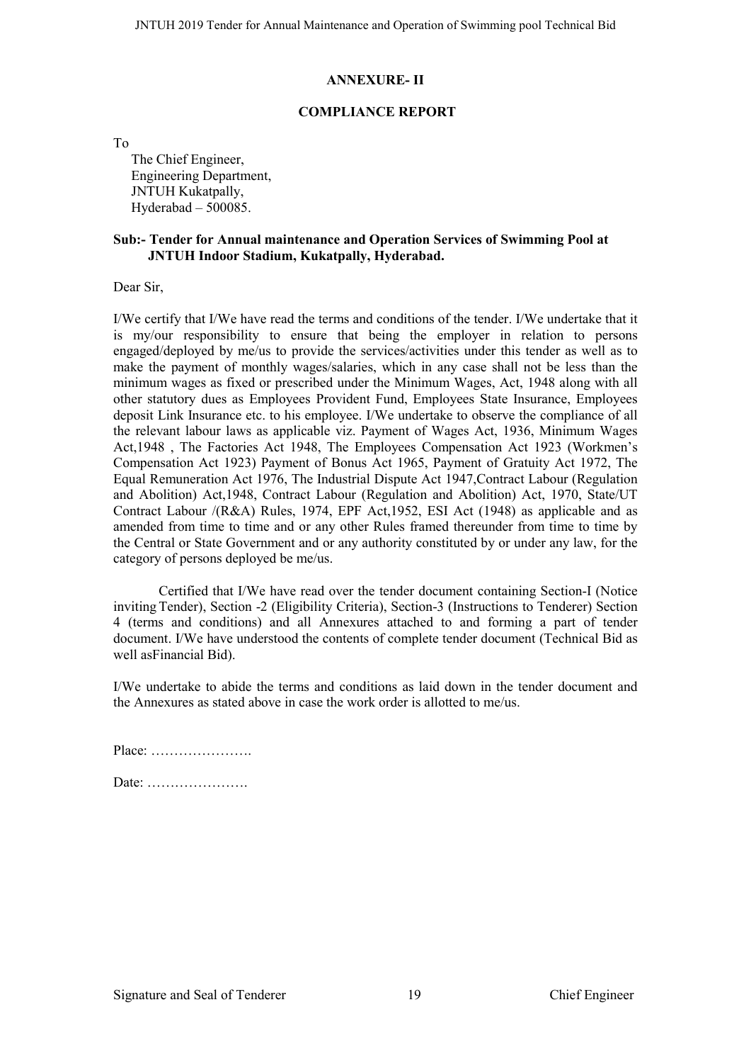## ANNEXURE- II

## COMPLIANCE REPORT

To

The Chief Engineer,
Engineering Department,
JNTUH Kukatpally,
Hyderabad – 500085.

**Sub:- Tender for Annual maintenance and Operation Services of Swimming Pool at JNTUH Indoor Stadium, Kukatpally, Hyderabad.**

Dear Sir,

I/We certify that I/We have read the terms and conditions of the tender. I/We undertake that it is my/our responsibility to ensure that being the employer in relation to persons engaged/deployed by me/us to provide the services/activities under this tender as well as to make the payment of monthly wages/salaries, which in any case shall not be less than the minimum wages as fixed or prescribed under the Minimum Wages, Act, 1948 along with all other statutory dues as Employees Provident Fund, Employees State Insurance, Employees deposit Link Insurance etc. to his employee. I/We undertake to observe the compliance of all the relevant labour laws as applicable viz. Payment of Wages Act, 1936, Minimum Wages Act,1948 , The Factories Act 1948, The Employees Compensation Act 1923 (Workmen's Compensation Act 1923) Payment of Bonus Act 1965, Payment of Gratuity Act 1972, The Equal Remuneration Act 1976, The Industrial Dispute Act 1947,Contract Labour (Regulation and Abolition) Act,1948, Contract Labour (Regulation and Abolition) Act, 1970, State/UT Contract Labour /(R&A) Rules, 1974, EPF Act,1952, ESI Act (1948) as applicable and as amended from time to time and or any other Rules framed thereunder from time to time by the Central or State Government and or any authority constituted by or under any law, for the category of persons deployed be me/us.

Certified that I/We have read over the tender document containing Section-I (Notice inviting Tender), Section -2 (Eligibility Criteria), Section-3 (Instructions to Tenderer) Section 4 (terms and conditions) and all Annexures attached to and forming a part of tender document. I/We have understood the contents of complete tender document (Technical Bid as well asFinancial Bid).

I/We undertake to abide the terms and conditions as laid down in the tender document and the Annexures as stated above in case the work order is allotted to me/us.

Place: ………………….

Date: ………………….

Signature and Seal of Tenderer

Chief Engineer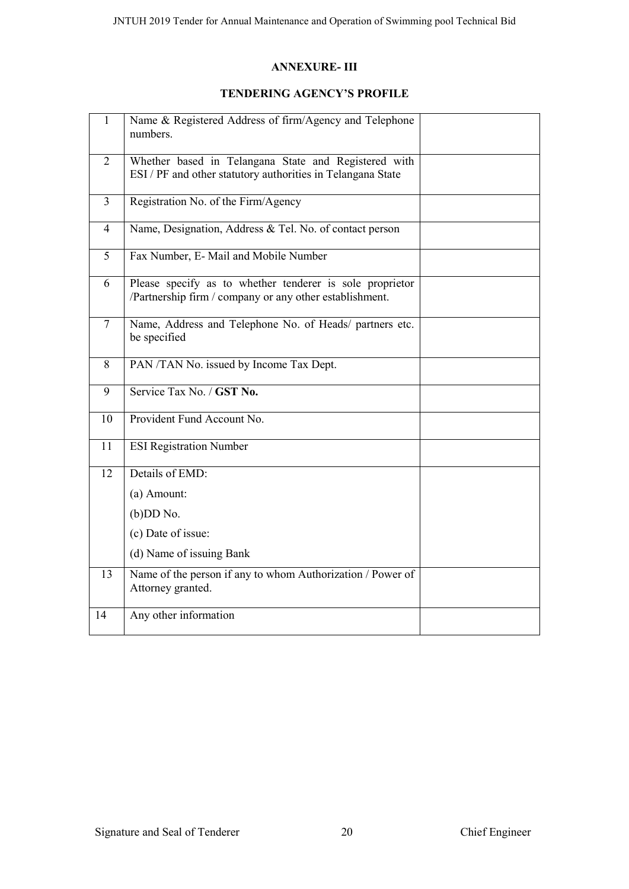## ANNEXURE- III

## TENDERING AGENCY'S PROFILE

| | | |
|---|---|---|
| 1 | Name & Registered Address of firm/Agency and Telephone numbers. | |
| 2 | Whether based in Telangana State and Registered with ESI / PF and other statutory authorities in Telangana State | |
| 3 | Registration No. of the Firm/Agency | |
| 4 | Name, Designation, Address & Tel. No. of contact person | |
| 5 | Fax Number, E- Mail and Mobile Number | |
| 6 | Please specify as to whether tenderer is sole proprietor /Partnership firm / company or any other establishment. | |
| 7 | Name, Address and Telephone No. of Heads/ partners etc. be specified | |
| 8 | PAN /TAN No. issued by Income Tax Dept. | |
| 9 | Service Tax No. / **GST No.** | |
| 10 | Provident Fund Account No. | |
| 11 | ESI Registration Number | |
| 12 | Details of EMD:<br>(a) Amount:<br>(b)DD No.<br>(c) Date of issue:<br>(d) Name of issuing Bank | |
| 13 | Name of the person if any to whom Authorization / Power of Attorney granted. | |
| 14 | Any other information | |

Signature and Seal of Tenderer

Chief Engineer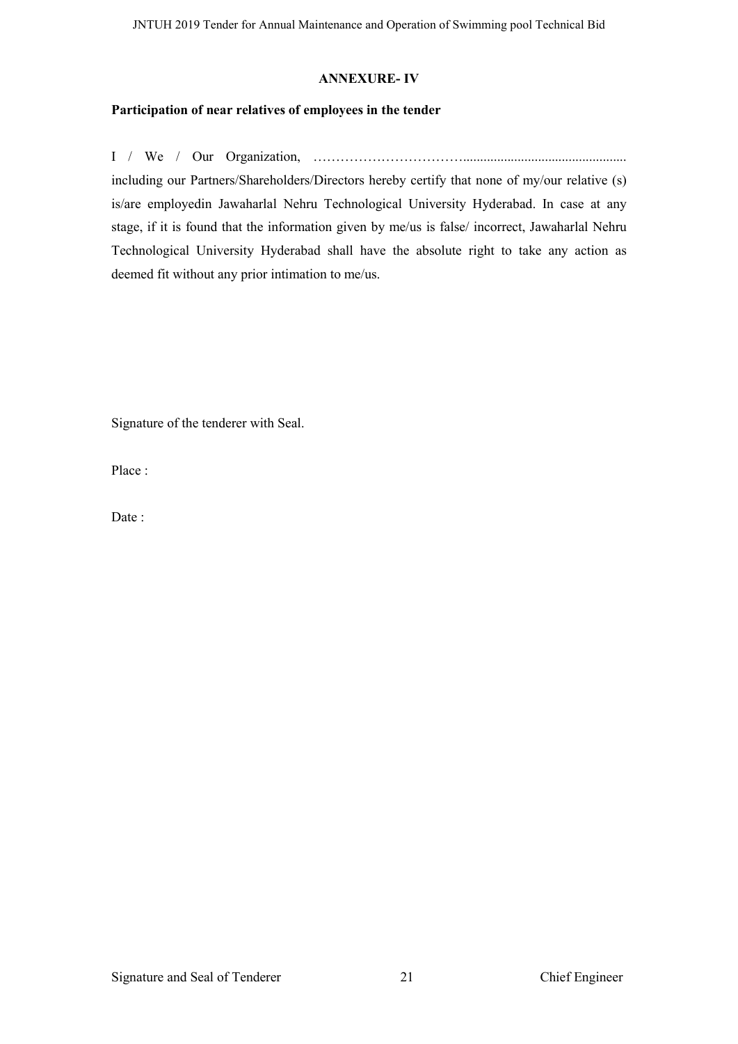## ANNEXURE- IV

**Participation of near relatives of employees in the tender**

I / We / Our Organization, …………………………….............................................. including our Partners/Shareholders/Directors hereby certify that none of my/our relative (s) is/are employedin Jawaharlal Nehru Technological University Hyderabad. In case at any stage, if it is found that the information given by me/us is false/ incorrect, Jawaharlal Nehru Technological University Hyderabad shall have the absolute right to take any action as deemed fit without any prior intimation to me/us.

Signature of the tenderer with Seal.

Place :

Date :

Signature and Seal of Tenderer                                        Chief Engineer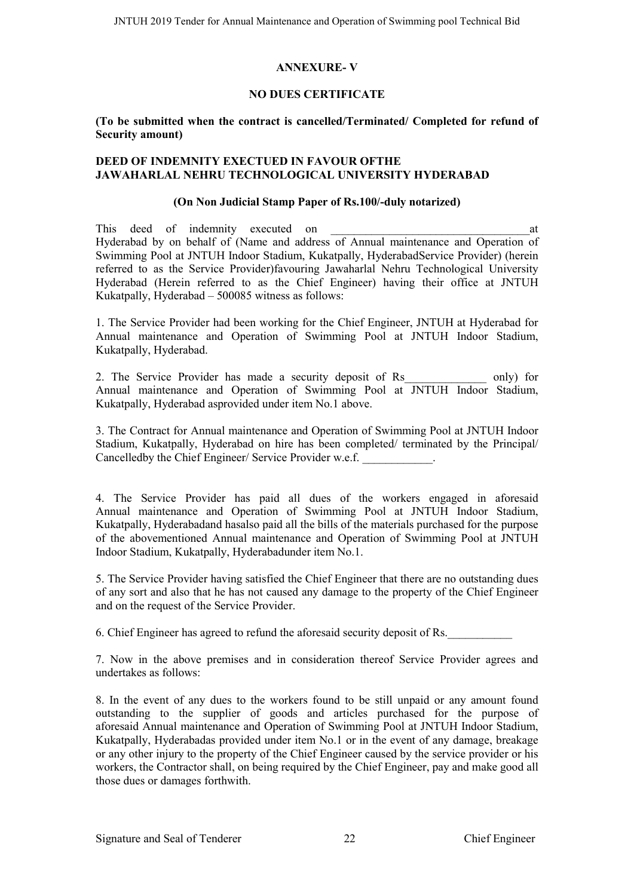**ANNEXURE- V**

**NO DUES CERTIFICATE**

**(To be submitted when the contract is cancelled/Terminated/ Completed for refund of Security amount)**

**DEED OF INDEMNITY EXECTUED IN FAVOUR OFTHE JAWAHARLAL NEHRU TECHNOLOGICAL UNIVERSITY HYDERABAD**

**(On Non Judicial Stamp Paper of Rs.100/-duly notarized)**

This deed of indemnity executed on ___________________________________at Hyderabad by on behalf of (Name and address of Annual maintenance and Operation of Swimming Pool at JNTUH Indoor Stadium, Kukatpally, HyderabadService Provider) (herein referred to as the Service Provider)favouring Jawaharlal Nehru Technological University Hyderabad (Herein referred to as the Chief Engineer) having their office at JNTUH Kukatpally, Hyderabad – 500085 witness as follows:

1. The Service Provider had been working for the Chief Engineer, JNTUH at Hyderabad for Annual maintenance and Operation of Swimming Pool at JNTUH Indoor Stadium, Kukatpally, Hyderabad.

2. The Service Provider has made a security deposit of Rs______________ only) for Annual maintenance and Operation of Swimming Pool at JNTUH Indoor Stadium, Kukatpally, Hyderabad asprovided under item No.1 above.

3. The Contract for Annual maintenance and Operation of Swimming Pool at JNTUH Indoor Stadium, Kukatpally, Hyderabad on hire has been completed/ terminated by the Principal/ Cancelledby the Chief Engineer/ Service Provider w.e.f. ____________.

4. The Service Provider has paid all dues of the workers engaged in aforesaid Annual maintenance and Operation of Swimming Pool at JNTUH Indoor Stadium, Kukatpally, Hyderabadand hasalso paid all the bills of the materials purchased for the purpose of the abovementioned Annual maintenance and Operation of Swimming Pool at JNTUH Indoor Stadium, Kukatpally, Hyderabadunder item No.1.

5. The Service Provider having satisfied the Chief Engineer that there are no outstanding dues of any sort and also that he has not caused any damage to the property of the Chief Engineer and on the request of the Service Provider.

6. Chief Engineer has agreed to refund the aforesaid security deposit of Rs.___________

7. Now in the above premises and in consideration thereof Service Provider agrees and undertakes as follows:

8. In the event of any dues to the workers found to be still unpaid or any amount found outstanding to the supplier of goods and articles purchased for the purpose of aforesaid Annual maintenance and Operation of Swimming Pool at JNTUH Indoor Stadium, Kukatpally, Hyderabadas provided under item No.1 or in the event of any damage, breakage or any other injury to the property of the Chief Engineer caused by the service provider or his workers, the Contractor shall, on being required by the Chief Engineer, pay and make good all those dues or damages forthwith.

Signature and Seal of Tenderer Chief Engineer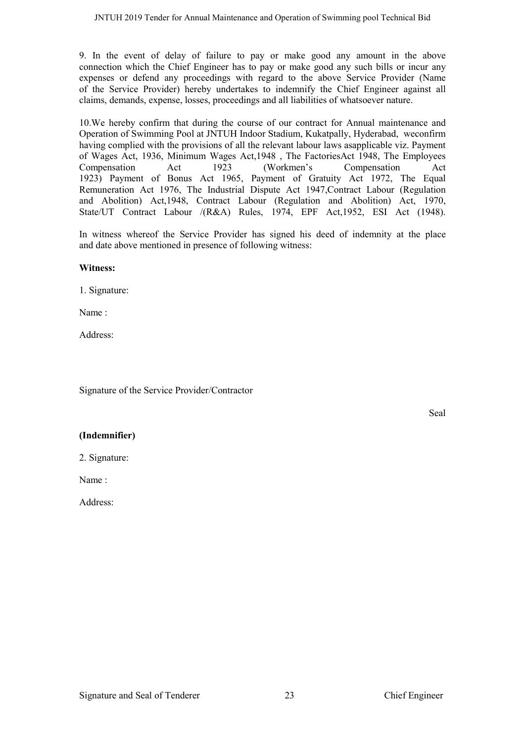9. In the event of delay of failure to pay or make good any amount in the above connection which the Chief Engineer has to pay or make good any such bills or incur any expenses or defend any proceedings with regard to the above Service Provider (Name of the Service Provider) hereby undertakes to indemnify the Chief Engineer against all claims, demands, expense, losses, proceedings and all liabilities of whatsoever nature.

10.We hereby confirm that during the course of our contract for Annual maintenance and Operation of Swimming Pool at JNTUH Indoor Stadium, Kukatpally, Hyderabad, weconfirm having complied with the provisions of all the relevant labour laws asapplicable viz. Payment of Wages Act, 1936, Minimum Wages Act,1948 , The FactoriesAct 1948, The Employees Compensation Act 1923 (Workmen's Compensation Act 1923) Payment of Bonus Act 1965, Payment of Gratuity Act 1972, The Equal Remuneration Act 1976, The Industrial Dispute Act 1947,Contract Labour (Regulation and Abolition) Act,1948, Contract Labour (Regulation and Abolition) Act, 1970, State/UT Contract Labour /(R&A) Rules, 1974, EPF Act,1952, ESI Act (1948).

In witness whereof the Service Provider has signed his deed of indemnity at the place and date above mentioned in presence of following witness:

**Witness:**

1. Signature:

Name :

Address:

Signature of the Service Provider/Contractor

Seal

**(Indemnifier)**

2. Signature:

Name :

Address:

Signature and Seal of Tenderer | Chief Engineer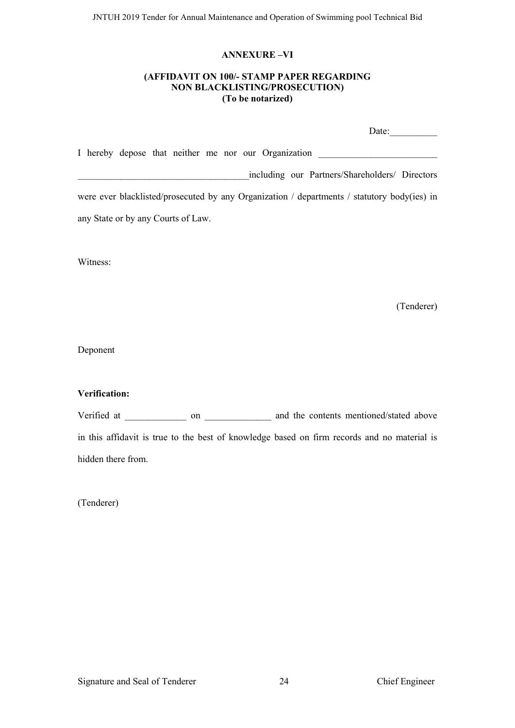**ANNEXURE –VI**

**(AFFIDAVIT ON 100/- STAMP PAPER REGARDING NON BLACKLISTING/PROSECUTION)**
**(To be notarized)**

Date:__________

I hereby depose that neither me nor our Organization _________________________ ____________________________________including our Partners/Shareholders/ Directors were ever blacklisted/prosecuted by any Organization / departments / statutory body(ies) in any State or by any Courts of Law.

Witness:

(Tenderer)

Deponent

**Verification:**

Verified at _____________ on ______________ and the contents mentioned/stated above in this affidavit is true to the best of knowledge based on firm records and no material is hidden there from.

(Tenderer)

Signature and Seal of Tenderer Chief Engineer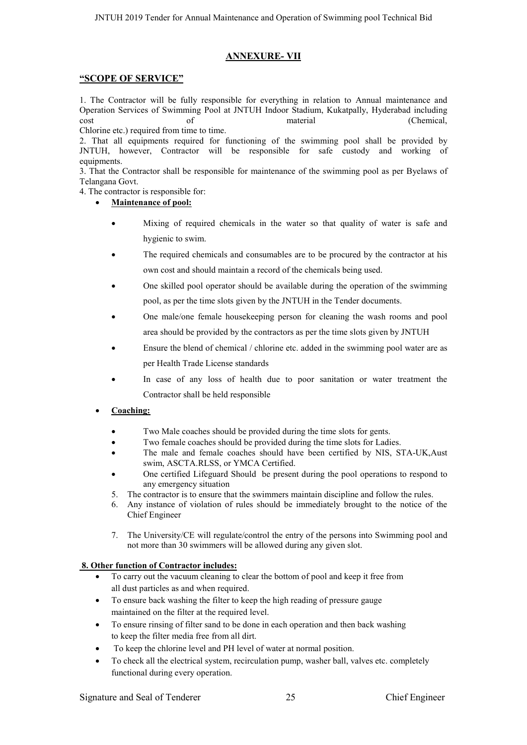## ANNEXURE- VII

### "SCOPE OF SERVICE"

1. The Contractor will be fully responsible for everything in relation to Annual maintenance and Operation Services of Swimming Pool at JNTUH Indoor Stadium, Kukatpally, Hyderabad including cost of material (Chemical, Chlorine etc.) required from time to time.
2. That all equipments required for functioning of the swimming pool shall be provided by JNTUH, however, Contractor will be responsible for safe custody and working of equipments.
3. That the Contractor shall be responsible for maintenance of the swimming pool as per Byelaws of Telangana Govt.
4. The contractor is responsible for:

- **Maintenance of pool:**
  - Mixing of required chemicals in the water so that quality of water is safe and hygienic to swim.
  - The required chemicals and consumables are to be procured by the contractor at his own cost and should maintain a record of the chemicals being used.
  - One skilled pool operator should be available during the operation of the swimming pool, as per the time slots given by the JNTUH in the Tender documents.
  - One male/one female housekeeping person for cleaning the wash rooms and pool area should be provided by the contractors as per the time slots given by JNTUH
  - Ensure the blend of chemical / chlorine etc. added in the swimming pool water are as per Health Trade License standards
  - In case of any loss of health due to poor sanitation or water treatment the Contractor shall be held responsible
- **Coaching:**
  - Two Male coaches should be provided during the time slots for gents.
  - Two female coaches should be provided during the time slots for Ladies.
  - The male and female coaches should have been certified by NIS, STA-UK,Aust swim, ASCTA.RLSS, or YMCA Certified.
  - One certified Lifeguard Should be present during the pool operations to respond to any emergency situation

5. The contractor is to ensure that the swimmers maintain discipline and follow the rules.
6. Any instance of violation of rules should be immediately brought to the notice of the Chief Engineer
7. The University/CE will regulate/control the entry of the persons into Swimming pool and not more than 30 swimmers will be allowed during any given slot.

**8. Other function of Contractor includes:**

- To carry out the vacuum cleaning to clear the bottom of pool and keep it free from all dust particles as and when required.
- To ensure back washing the filter to keep the high reading of pressure gauge maintained on the filter at the required level.
- To ensure rinsing of filter sand to be done in each operation and then back washing to keep the filter media free from all dirt.
- To keep the chlorine level and PH level of water at normal position.
- To check all the electrical system, recirculation pump, washer ball, valves etc. completely functional during every operation.

Signature and Seal of Tenderer Chief Engineer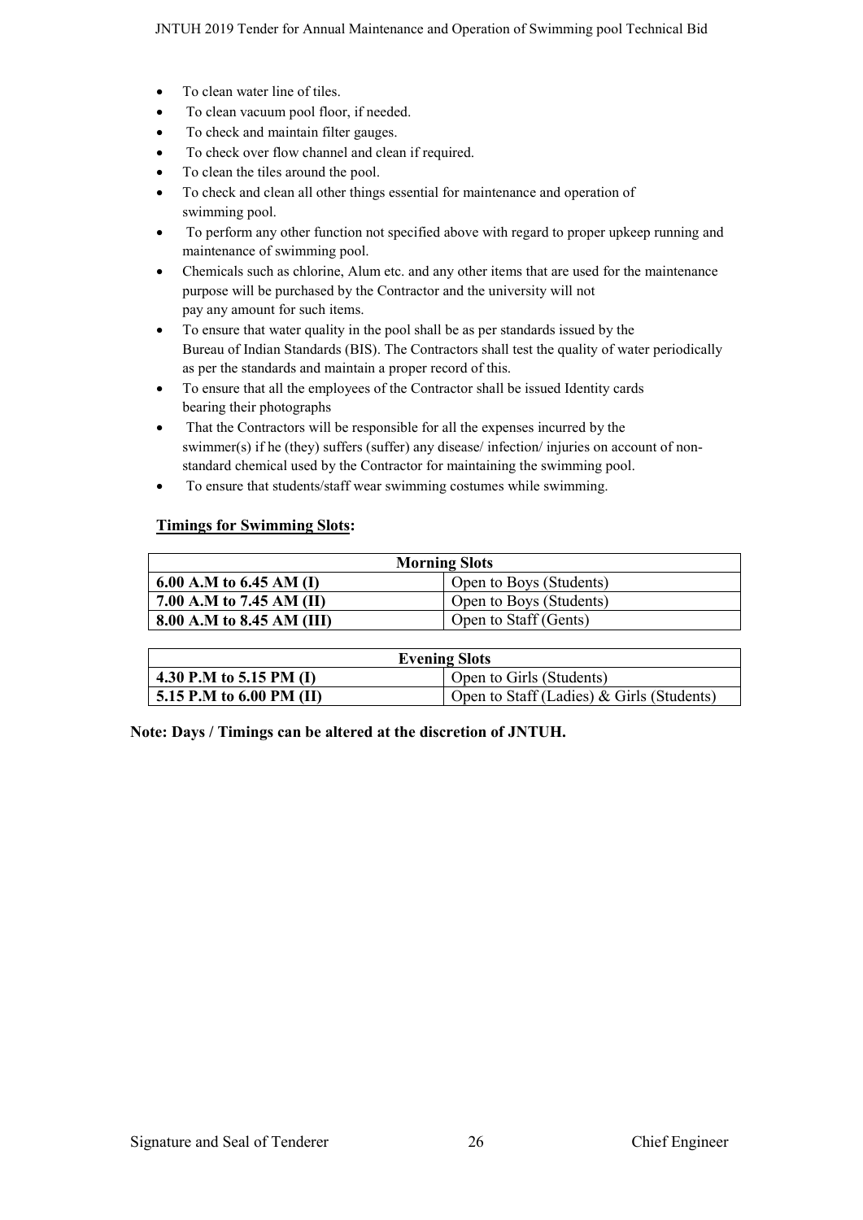- To clean water line of tiles.
- To clean vacuum pool floor, if needed.
- To check and maintain filter gauges.
- To check over flow channel and clean if required.
- To clean the tiles around the pool.
- To check and clean all other things essential for maintenance and operation of swimming pool.
- To perform any other function not specified above with regard to proper upkeep running and maintenance of swimming pool.
- Chemicals such as chlorine, Alum etc. and any other items that are used for the maintenance purpose will be purchased by the Contractor and the university will not pay any amount for such items.
- To ensure that water quality in the pool shall be as per standards issued by the Bureau of Indian Standards (BIS). The Contractors shall test the quality of water periodically as per the standards and maintain a proper record of this.
- To ensure that all the employees of the Contractor shall be issued Identity cards bearing their photographs
- That the Contractors will be responsible for all the expenses incurred by the swimmer(s) if he (they) suffers (suffer) any disease/ infection/ injuries on account of non-standard chemical used by the Contractor for maintaining the swimming pool.
- To ensure that students/staff wear swimming costumes while swimming.

**Timings for Swimming Slots:**

| Morning Slots | |
|---|---|
| **6.00 A.M to 6.45 AM (I)** | Open to Boys (Students) |
| **7.00 A.M to 7.45 AM (II)** | Open to Boys (Students) |
| **8.00 A.M to 8.45 AM (III)** | Open to Staff (Gents) |

| Evening Slots | |
|---|---|
| **4.30 P.M to 5.15 PM (I)** | Open to Girls (Students) |
| **5.15 P.M to 6.00 PM (II)** | Open to Staff (Ladies) & Girls (Students) |

**Note: Days / Timings can be altered at the discretion of JNTUH.**

Signature and Seal of Tenderer Chief Engineer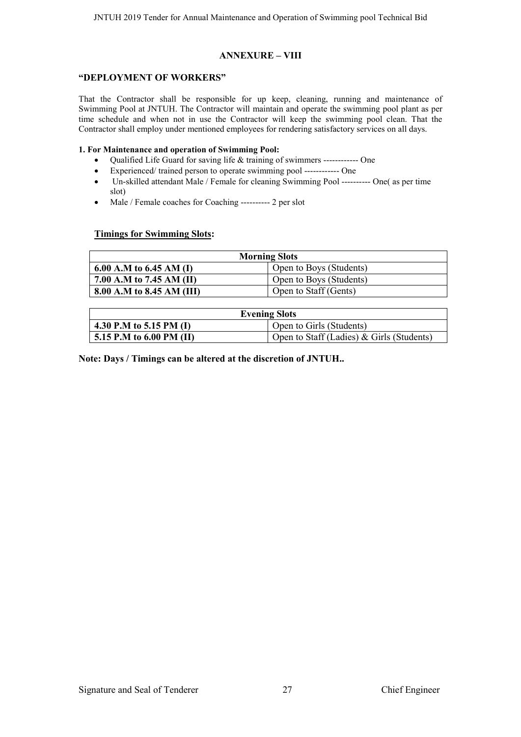## ANNEXURE – VIII

### "DEPLOYMENT OF WORKERS"

That the Contractor shall be responsible for up keep, cleaning, running and maintenance of Swimming Pool at JNTUH. The Contractor will maintain and operate the swimming pool plant as per time schedule and when not in use the Contractor will keep the swimming pool clean. That the Contractor shall employ under mentioned employees for rendering satisfactory services on all days.

**1. For Maintenance and operation of Swimming Pool:**

- Qualified Life Guard for saving life & training of swimmers ------------ One
- Experienced/ trained person to operate swimming pool ------------ One
- Un-skilled attendant Male / Female for cleaning Swimming Pool ---------- One( as per time slot)
- Male / Female coaches for Coaching ---------- 2 per slot

**<u>Timings for Swimming Slots</u>:**

| **Morning Slots** | |
|---|---|
| **6.00 A.M to 6.45 AM (I)** | Open to Boys (Students) |
| **7.00 A.M to 7.45 AM (II)** | Open to Boys (Students) |
| **8.00 A.M to 8.45 AM (III)** | Open to Staff (Gents) |

| **Evening Slots** | |
|---|---|
| **4.30 P.M to 5.15 PM (I)** | Open to Girls (Students) |
| **5.15 P.M to 6.00 PM (II)** | Open to Staff (Ladies) & Girls (Students) |

**Note: Days / Timings can be altered at the discretion of JNTUH..**

Signature and Seal of Tenderer

Chief Engineer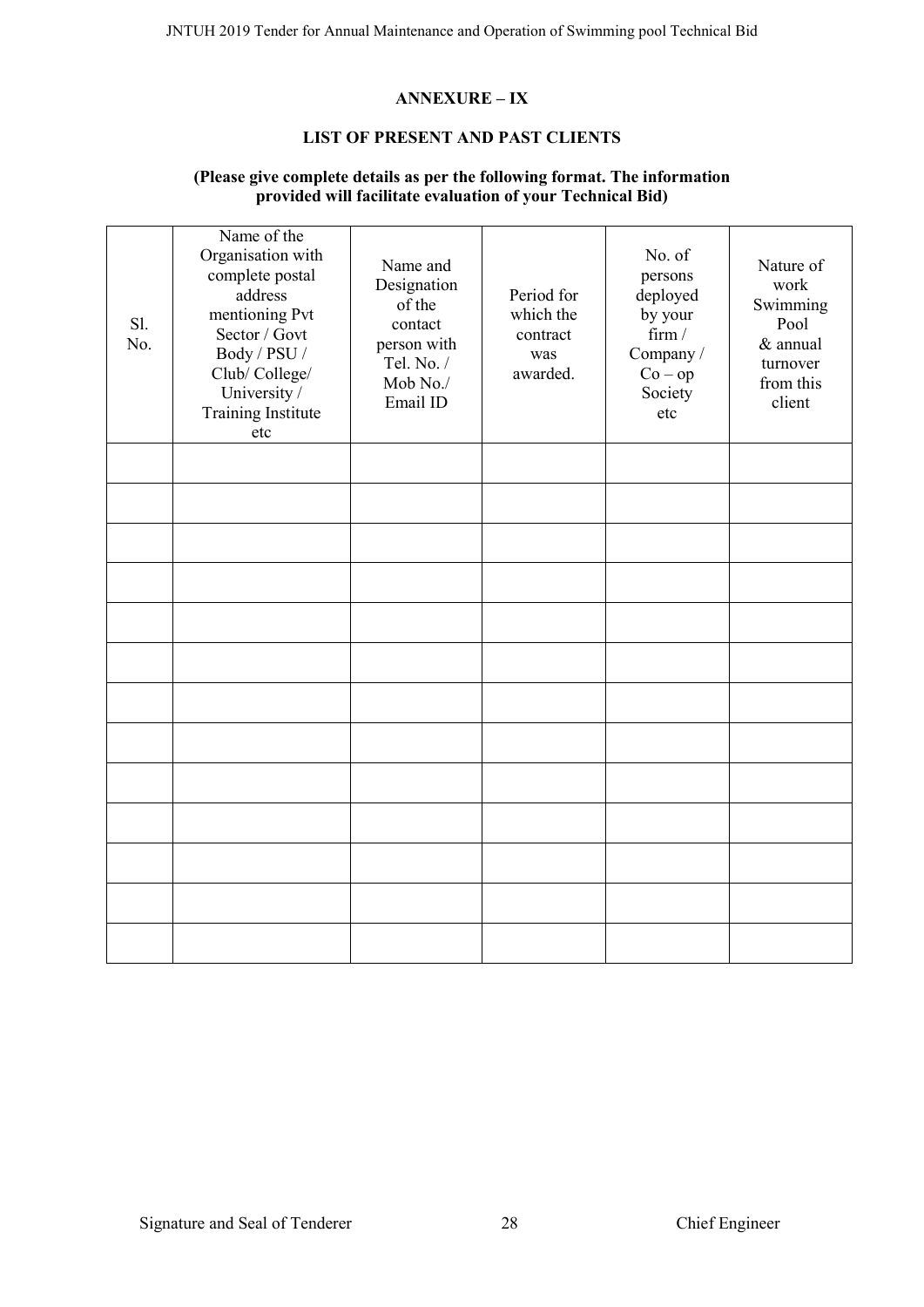## ANNEXURE – IX

### LIST OF PRESENT AND PAST CLIENTS

**(Please give complete details as per the following format. The information provided will facilitate evaluation of your Technical Bid)**

| Sl. No. | Name of the Organisation with complete postal address mentioning Pvt Sector / Govt Body / PSU / Club/ College/ University / Training Institute etc | Name and Designation of the contact person with Tel. No. / Mob No./ Email ID | Period for which the contract was awarded. | No. of persons deployed by your firm / Company / Co – op Society etc | Nature of work Swimming Pool & annual turnover from this client |
|---|---|---|---|---|---|
| | | | | | |
| | | | | | |
| | | | | | |
| | | | | | |
| | | | | | |
| | | | | | |
| | | | | | |
| | | | | | |
| | | | | | |
| | | | | | |
| | | | | | |
| | | | | | |
| | | | | | |

Signature and Seal of Tenderer

Chief Engineer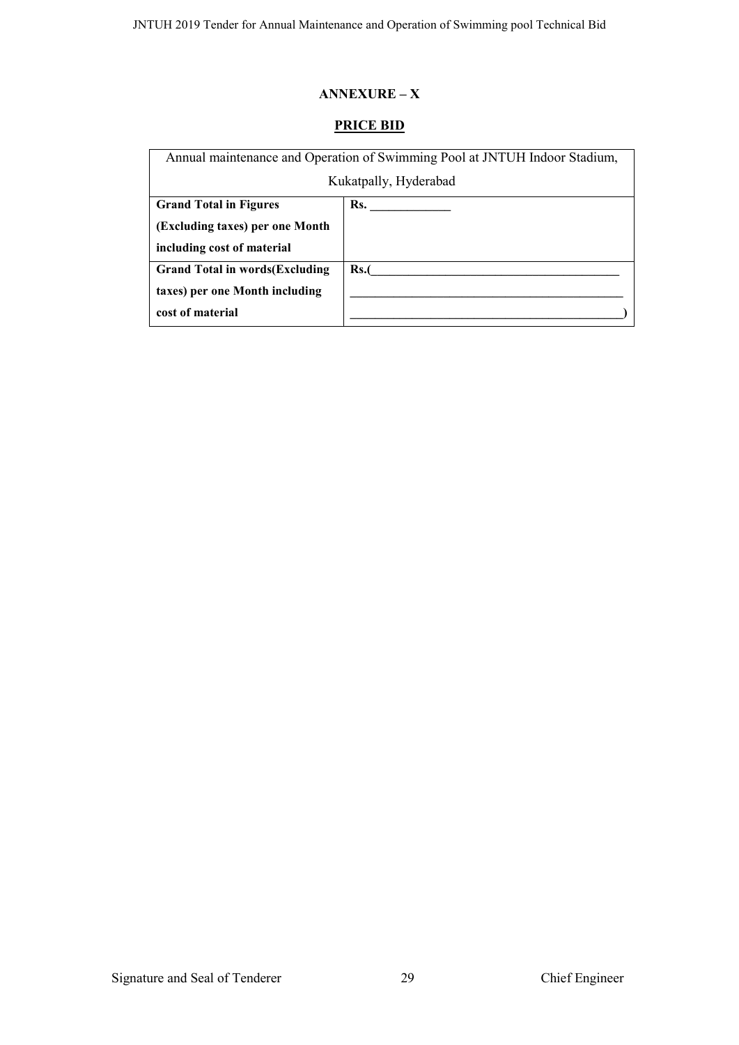## ANNEXURE – X

## PRICE BID

| Annual maintenance and Operation of Swimming Pool at JNTUH Indoor Stadium, Kukatpally, Hyderabad | |
|---|---|
| **Grand Total in Figures (Excluding taxes) per one Month including cost of material** | **Rs. _____________** |
| **Grand Total in words(Excluding taxes) per one Month including cost of material** | **Rs.(_________________________________________ ____________________________________________ ____________________________________________)** |

Signature and Seal of Tenderer

Chief Engineer